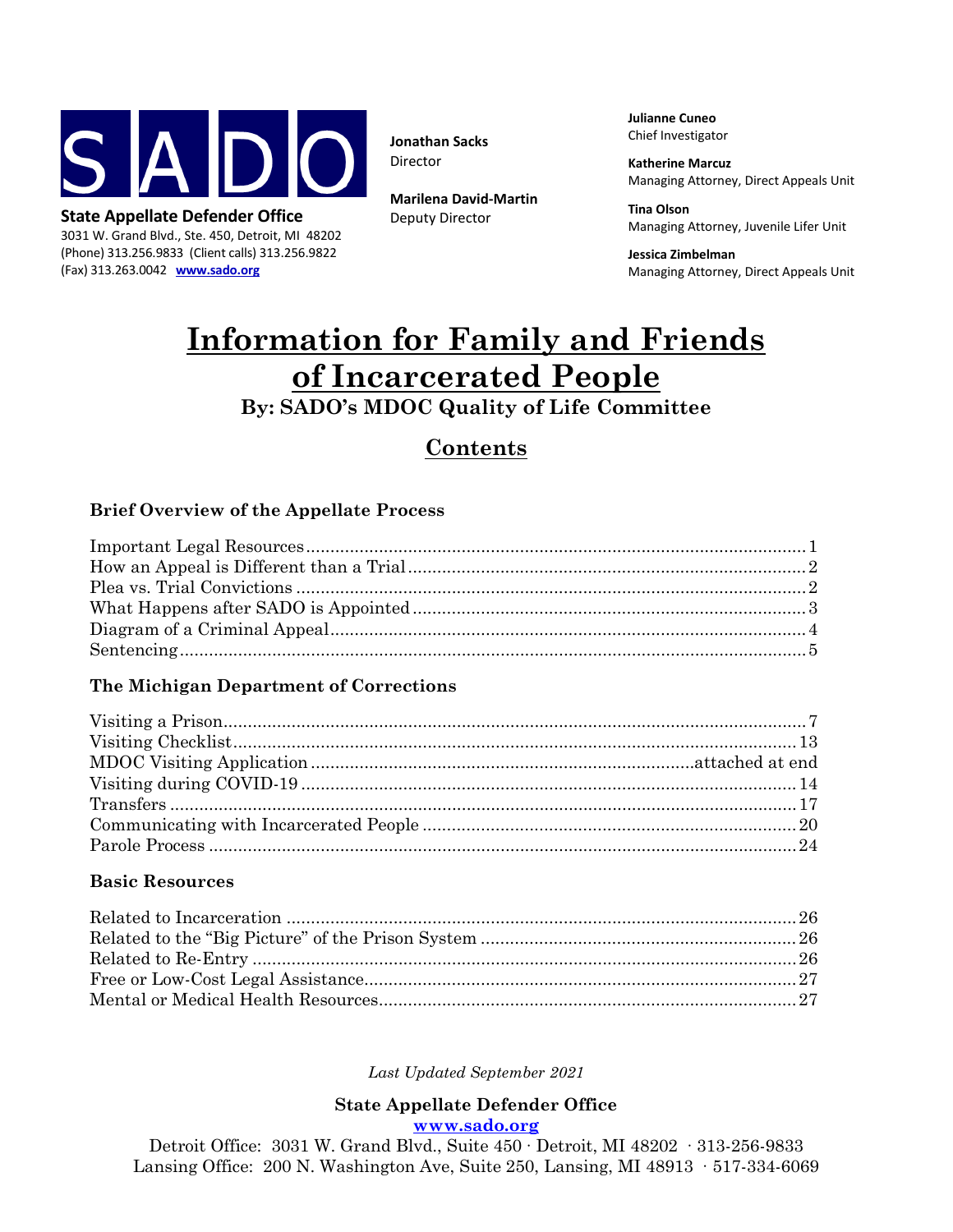**SADO**

**State Appellate Defender Office**
3031 W. Grand Blvd., Ste. 450, Detroit, MI 48202
(Phone) 313.256.9833 (Client calls) 313.256.9822
(Fax) 313.263.0042 **www.sado.org**

**Jonathan Sacks**
Director

**Marilena David-Martin**
Deputy Director

**Julianne Cuneo**
Chief Investigator

**Katherine Marcuz**
Managing Attorney, Direct Appeals Unit

**Tina Olson**
Managing Attorney, Juvenile Lifer Unit

**Jessica Zimbelman**
Managing Attorney, Direct Appeals Unit

# Information for Family and Friends of Incarcerated People

**By: SADO's MDOC Quality of Life Committee**

## Contents

### Brief Overview of the Appellate Process

| | |
|---|---|
| Important Legal Resources | 1 |
| How an Appeal is Different than a Trial | 2 |
| Plea vs. Trial Convictions | 2 |
| What Happens after SADO is Appointed | 3 |
| Diagram of a Criminal Appeal | 4 |
| Sentencing | 5 |

### The Michigan Department of Corrections

| | |
|---|---|
| Visiting a Prison | 7 |
| Visiting Checklist | 13 |
| MDOC Visiting Application | attached at end |
| Visiting during COVID-19 | 14 |
| Transfers | 17 |
| Communicating with Incarcerated People | 20 |
| Parole Process | 24 |

### Basic Resources

| | |
|---|---|
| Related to Incarceration | 26 |
| Related to the "Big Picture" of the Prison System | 26 |
| Related to Re-Entry | 26 |
| Free or Low-Cost Legal Assistance | 27 |
| Mental or Medical Health Resources | 27 |

*Last Updated September 2021*

**State Appellate Defender Office**
**www.sado.org**
Detroit Office: 3031 W. Grand Blvd., Suite 450 · Detroit, MI 48202 · 313-256-9833
Lansing Office: 200 N. Washington Ave, Suite 250, Lansing, MI 48913 · 517-334-6069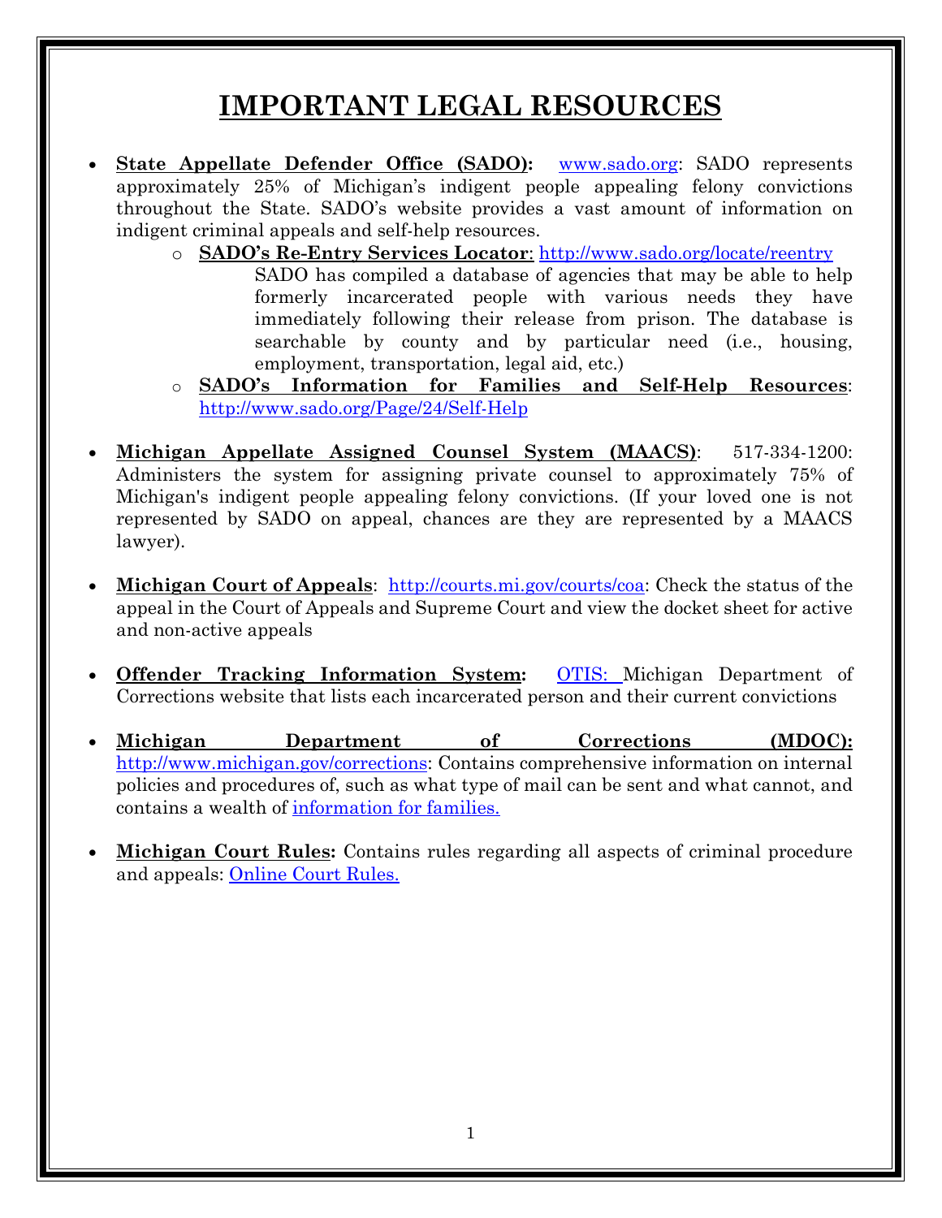# IMPORTANT LEGAL RESOURCES

- **State Appellate Defender Office (SADO):** www.sado.org: SADO represents approximately 25% of Michigan's indigent people appealing felony convictions throughout the State. SADO's website provides a vast amount of information on indigent criminal appeals and self-help resources.
  - **SADO's Re-Entry Services Locator**: http://www.sado.org/locate/reentry SADO has compiled a database of agencies that may be able to help formerly incarcerated people with various needs they have immediately following their release from prison. The database is searchable by county and by particular need (i.e., housing, employment, transportation, legal aid, etc.)
  - **SADO's Information for Families and Self-Help Resources**: http://www.sado.org/Page/24/Self-Help

- **Michigan Appellate Assigned Counsel System (MAACS)**: 517-334-1200: Administers the system for assigning private counsel to approximately 75% of Michigan's indigent people appealing felony convictions. (If your loved one is not represented by SADO on appeal, chances are they are represented by a MAACS lawyer).

- **Michigan Court of Appeals**: http://courts.mi.gov/courts/coa: Check the status of the appeal in the Court of Appeals and Supreme Court and view the docket sheet for active and non-active appeals

- **Offender Tracking Information System:** OTIS: Michigan Department of Corrections website that lists each incarcerated person and their current convictions

- **Michigan Department of Corrections (MDOC):** http://www.michigan.gov/corrections: Contains comprehensive information on internal policies and procedures of, such as what type of mail can be sent and what cannot, and contains a wealth of information for families.

- **Michigan Court Rules:** Contains rules regarding all aspects of criminal procedure and appeals: Online Court Rules.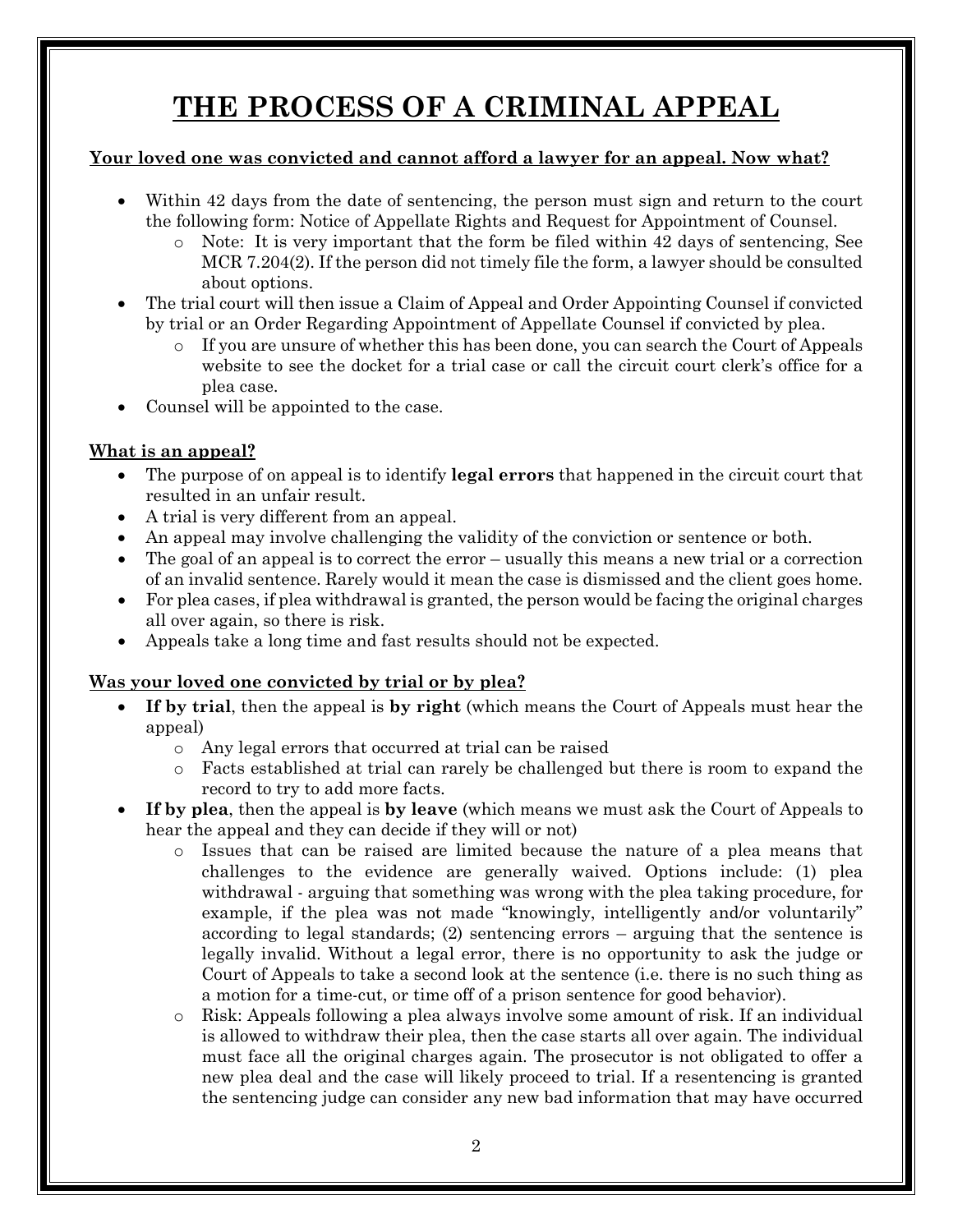# THE PROCESS OF A CRIMINAL APPEAL

**Your loved one was convicted and cannot afford a lawyer for an appeal. Now what?**

- Within 42 days from the date of sentencing, the person must sign and return to the court the following form: Notice of Appellate Rights and Request for Appointment of Counsel.
  - Note: It is very important that the form be filed within 42 days of sentencing, See MCR 7.204(2). If the person did not timely file the form, a lawyer should be consulted about options.
- The trial court will then issue a Claim of Appeal and Order Appointing Counsel if convicted by trial or an Order Regarding Appointment of Appellate Counsel if convicted by plea.
  - If you are unsure of whether this has been done, you can search the Court of Appeals website to see the docket for a trial case or call the circuit court clerk's office for a plea case.
- Counsel will be appointed to the case.

**What is an appeal?**

- The purpose of on appeal is to identify **legal errors** that happened in the circuit court that resulted in an unfair result.
- A trial is very different from an appeal.
- An appeal may involve challenging the validity of the conviction or sentence or both.
- The goal of an appeal is to correct the error – usually this means a new trial or a correction of an invalid sentence. Rarely would it mean the case is dismissed and the client goes home.
- For plea cases, if plea withdrawal is granted, the person would be facing the original charges all over again, so there is risk.
- Appeals take a long time and fast results should not be expected.

**Was your loved one convicted by trial or by plea?**

- **If by trial**, then the appeal is **by right** (which means the Court of Appeals must hear the appeal)
  - Any legal errors that occurred at trial can be raised
  - Facts established at trial can rarely be challenged but there is room to expand the record to try to add more facts.
- **If by plea**, then the appeal is **by leave** (which means we must ask the Court of Appeals to hear the appeal and they can decide if they will or not)
  - Issues that can be raised are limited because the nature of a plea means that challenges to the evidence are generally waived. Options include: (1) plea withdrawal - arguing that something was wrong with the plea taking procedure, for example, if the plea was not made "knowingly, intelligently and/or voluntarily" according to legal standards; (2) sentencing errors – arguing that the sentence is legally invalid. Without a legal error, there is no opportunity to ask the judge or Court of Appeals to take a second look at the sentence (i.e. there is no such thing as a motion for a time-cut, or time off of a prison sentence for good behavior).
  - Risk: Appeals following a plea always involve some amount of risk. If an individual is allowed to withdraw their plea, then the case starts all over again. The individual must face all the original charges again. The prosecutor is not obligated to offer a new plea deal and the case will likely proceed to trial. If a resentencing is granted the sentencing judge can consider any new bad information that may have occurred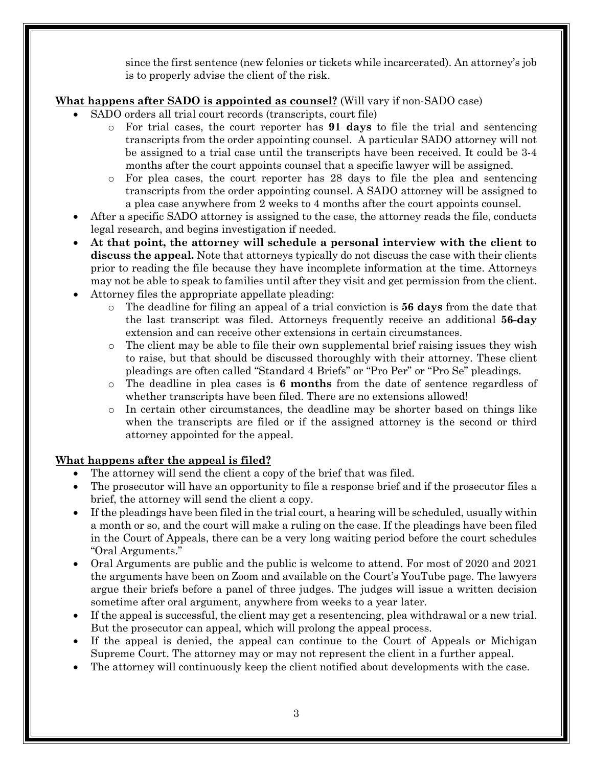since the first sentence (new felonies or tickets while incarcerated). An attorney's job is to properly advise the client of the risk.

**<u>What happens after SADO is appointed as counsel?</u>** (Will vary if non-SADO case)

- SADO orders all trial court records (transcripts, court file)
  - For trial cases, the court reporter has **91 days** to file the trial and sentencing transcripts from the order appointing counsel. A particular SADO attorney will not be assigned to a trial case until the transcripts have been received. It could be 3-4 months after the court appoints counsel that a specific lawyer will be assigned.
  - For plea cases, the court reporter has 28 days to file the plea and sentencing transcripts from the order appointing counsel. A SADO attorney will be assigned to a plea case anywhere from 2 weeks to 4 months after the court appoints counsel.
- After a specific SADO attorney is assigned to the case, the attorney reads the file, conducts legal research, and begins investigation if needed.
- **At that point, the attorney will schedule a personal interview with the client to discuss the appeal.** Note that attorneys typically do not discuss the case with their clients prior to reading the file because they have incomplete information at the time. Attorneys may not be able to speak to families until after they visit and get permission from the client.
- Attorney files the appropriate appellate pleading:
  - The deadline for filing an appeal of a trial conviction is **56 days** from the date that the last transcript was filed. Attorneys frequently receive an additional **56-day** extension and can receive other extensions in certain circumstances.
  - The client may be able to file their own supplemental brief raising issues they wish to raise, but that should be discussed thoroughly with their attorney. These client pleadings are often called "Standard 4 Briefs" or "Pro Per" or "Pro Se" pleadings.
  - The deadline in plea cases is **6 months** from the date of sentence regardless of whether transcripts have been filed. There are no extensions allowed!
  - In certain other circumstances, the deadline may be shorter based on things like when the transcripts are filed or if the assigned attorney is the second or third attorney appointed for the appeal.

**<u>What happens after the appeal is filed?</u>**

- The attorney will send the client a copy of the brief that was filed.
- The prosecutor will have an opportunity to file a response brief and if the prosecutor files a brief, the attorney will send the client a copy.
- If the pleadings have been filed in the trial court, a hearing will be scheduled, usually within a month or so, and the court will make a ruling on the case. If the pleadings have been filed in the Court of Appeals, there can be a very long waiting period before the court schedules "Oral Arguments."
- Oral Arguments are public and the public is welcome to attend. For most of 2020 and 2021 the arguments have been on Zoom and available on the Court's YouTube page. The lawyers argue their briefs before a panel of three judges. The judges will issue a written decision sometime after oral argument, anywhere from weeks to a year later.
- If the appeal is successful, the client may get a resentencing, plea withdrawal or a new trial. But the prosecutor can appeal, which will prolong the appeal process.
- If the appeal is denied, the appeal can continue to the Court of Appeals or Michigan Supreme Court. The attorney may or may not represent the client in a further appeal.
- The attorney will continuously keep the client notified about developments with the case.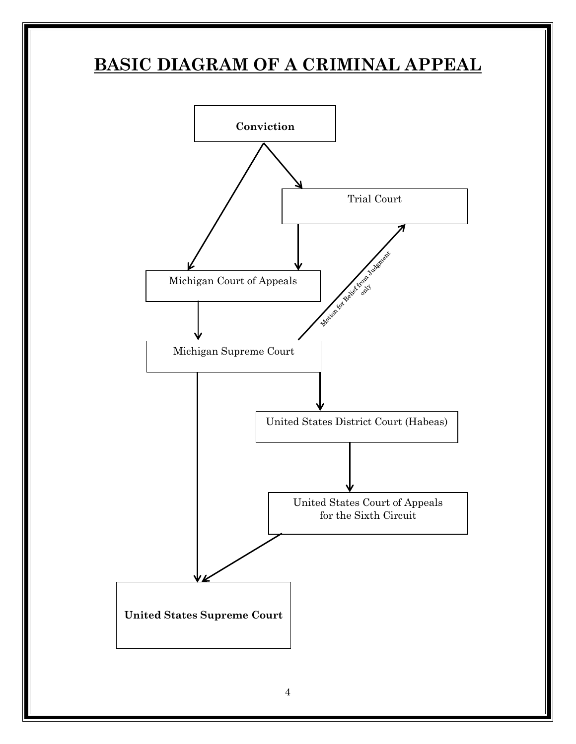# BASIC DIAGRAM OF A CRIMINAL APPEAL

**Conviction**

Trial Court

Michigan Court of Appeals

Motion for Relief from Judgment only

Michigan Supreme Court

United States District Court (Habeas)

United States Court of Appeals for the Sixth Circuit

**United States Supreme Court**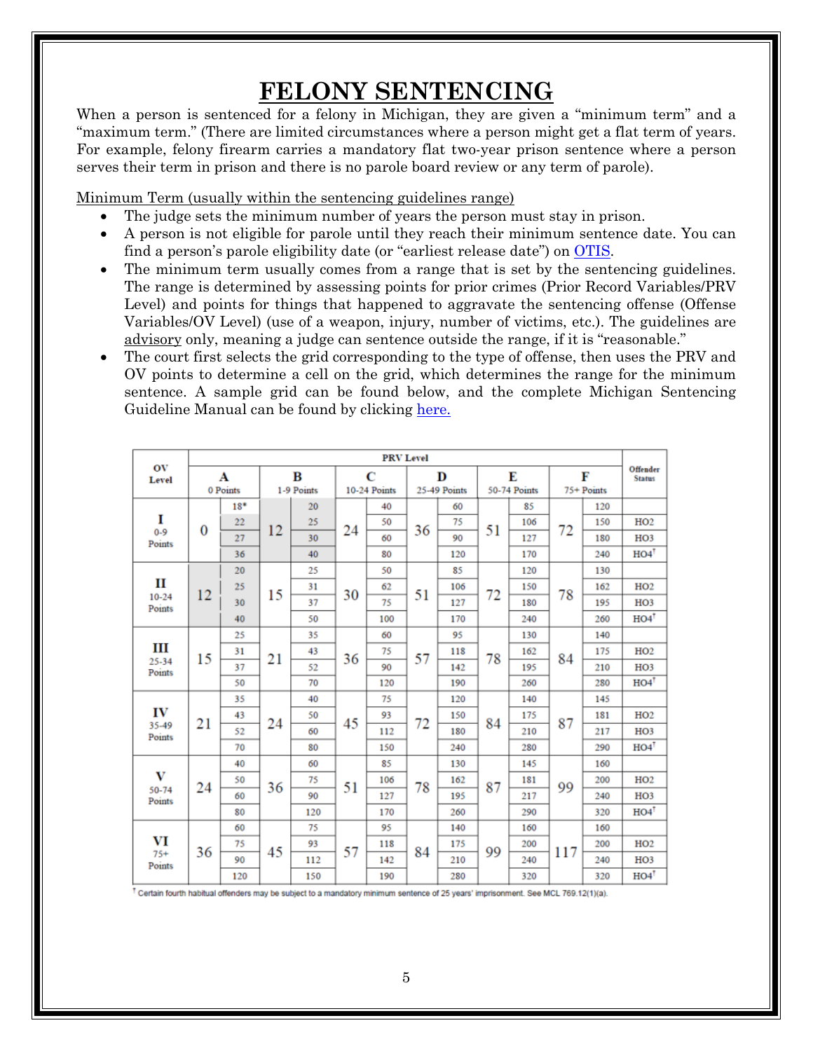# FELONY SENTENCING

When a person is sentenced for a felony in Michigan, they are given a "minimum term" and a "maximum term." (There are limited circumstances where a person might get a flat term of years. For example, felony firearm carries a mandatory flat two-year prison sentence where a person serves their term in prison and there is no parole board review or any term of parole).

<u>Minimum Term (usually within the sentencing guidelines range)</u>

- The judge sets the minimum number of years the person must stay in prison.
- A person is not eligible for parole until they reach their minimum sentence date. You can find a person's parole eligibility date (or "earliest release date") on OTIS.
- The minimum term usually comes from a range that is set by the sentencing guidelines. The range is determined by assessing points for prior crimes (Prior Record Variables/PRV Level) and points for things that happened to aggravate the sentencing offense (Offense Variables/OV Level) (use of a weapon, injury, number of victims, etc.). The guidelines are <u>advisory</u> only, meaning a judge can sentence outside the range, if it is "reasonable."
- The court first selects the grid corresponding to the type of offense, then uses the PRV and OV points to determine a cell on the grid, which determines the range for the minimum sentence. A sample grid can be found below, and the complete Michigan Sentencing Guideline Manual can be found by clicking here.

| OV Level | PRV Level | | | | | | | | | | | | Offender Status |
|---|---|---|---|---|---|---|---|---|---|---|---|---|---|
| | A 0 Points | | B 1-9 Points | | C 10-24 Points | | D 25-49 Points | | E 50-74 Points | | F 75+ Points | | |
| I 0-9 Points | 0 | 18* | 12 | 20 | 24 | 40 | 36 | 60 | 51 | 85 | 72 | 120 | |
| | | 22 | | 25 | | 50 | | 75 | | 106 | | 150 | HO2 |
| | | 27 | | 30 | | 60 | | 90 | | 127 | | 180 | HO3 |
| | | 36 | | 40 | | 80 | | 120 | | 170 | | 240 | HO4† |
| II 10-24 Points | 12 | 20 | 15 | 25 | 30 | 50 | 51 | 85 | 72 | 120 | 78 | 130 | |
| | | 25 | | 31 | | 62 | | 106 | | 150 | | 162 | HO2 |
| | | 30 | | 37 | | 75 | | 127 | | 180 | | 195 | HO3 |
| | | 40 | | 50 | | 100 | | 170 | | 240 | | 260 | HO4† |
| III 25-34 Points | 15 | 25 | 21 | 35 | 36 | 60 | 57 | 95 | 78 | 130 | 84 | 140 | |
| | | 31 | | 43 | | 75 | | 118 | | 162 | | 175 | HO2 |
| | | 37 | | 52 | | 90 | | 142 | | 195 | | 210 | HO3 |
| | | 50 | | 70 | | 120 | | 190 | | 260 | | 280 | HO4† |
| IV 35-49 Points | 21 | 35 | 24 | 40 | 45 | 75 | 72 | 120 | 84 | 140 | 87 | 145 | |
| | | 43 | | 50 | | 93 | | 150 | | 175 | | 181 | HO2 |
| | | 52 | | 60 | | 112 | | 180 | | 210 | | 217 | HO3 |
| | | 70 | | 80 | | 150 | | 240 | | 280 | | 290 | HO4† |
| V 50-74 Points | 24 | 40 | 36 | 60 | 51 | 85 | 78 | 130 | 87 | 145 | 99 | 160 | |
| | | 50 | | 75 | | 106 | | 162 | | 181 | | 200 | HO2 |
| | | 60 | | 90 | | 127 | | 195 | | 217 | | 240 | HO3 |
| | | 80 | | 120 | | 170 | | 260 | | 290 | | 320 | HO4† |
| VI 75+ Points | 36 | 60 | 45 | 75 | 57 | 95 | 84 | 140 | 99 | 160 | 117 | 160 | |
| | | 75 | | 93 | | 118 | | 175 | | 200 | | 200 | HO2 |
| | | 90 | | 112 | | 142 | | 210 | | 240 | | 240 | HO3 |
| | | 120 | | 150 | | 190 | | 280 | | 320 | | 320 | HO4† |

† Certain fourth habitual offenders may be subject to a mandatory minimum sentence of 25 years' imprisonment. See MCL 769.12(1)(a).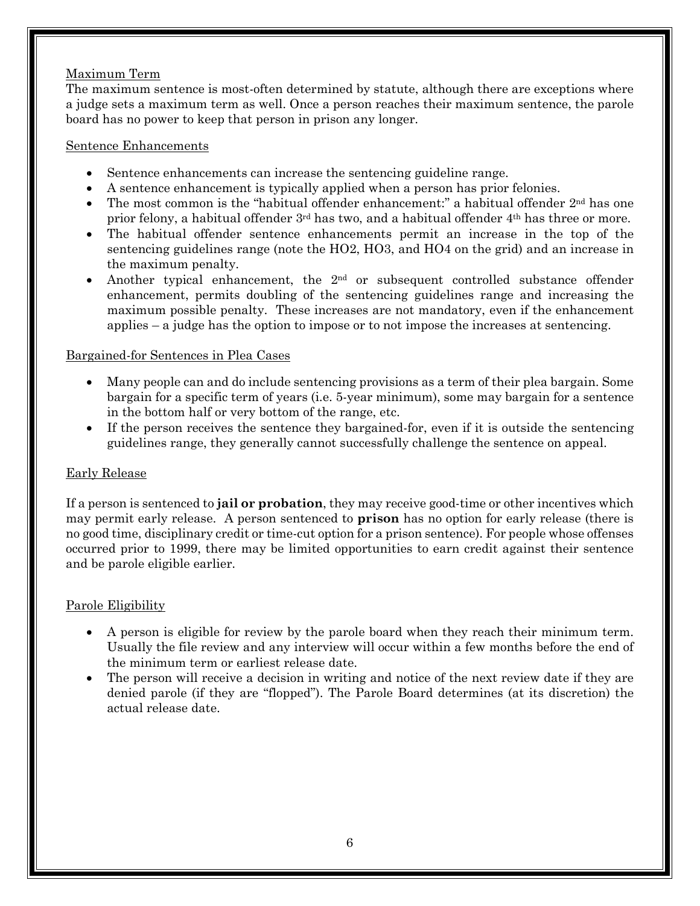## Maximum Term

The maximum sentence is most-often determined by statute, although there are exceptions where a judge sets a maximum term as well. Once a person reaches their maximum sentence, the parole board has no power to keep that person in prison any longer.

## Sentence Enhancements

- Sentence enhancements can increase the sentencing guideline range.
- A sentence enhancement is typically applied when a person has prior felonies.
- The most common is the "habitual offender enhancement:" a habitual offender 2nd has one prior felony, a habitual offender 3rd has two, and a habitual offender 4th has three or more.
- The habitual offender sentence enhancements permit an increase in the top of the sentencing guidelines range (note the HO2, HO3, and HO4 on the grid) and an increase in the maximum penalty.
- Another typical enhancement, the 2nd or subsequent controlled substance offender enhancement, permits doubling of the sentencing guidelines range and increasing the maximum possible penalty. These increases are not mandatory, even if the enhancement applies – a judge has the option to impose or to not impose the increases at sentencing.

## Bargained-for Sentences in Plea Cases

- Many people can and do include sentencing provisions as a term of their plea bargain. Some bargain for a specific term of years (i.e. 5-year minimum), some may bargain for a sentence in the bottom half or very bottom of the range, etc.
- If the person receives the sentence they bargained-for, even if it is outside the sentencing guidelines range, they generally cannot successfully challenge the sentence on appeal.

## Early Release

If a person is sentenced to **jail or probation**, they may receive good-time or other incentives which may permit early release. A person sentenced to **prison** has no option for early release (there is no good time, disciplinary credit or time-cut option for a prison sentence). For people whose offenses occurred prior to 1999, there may be limited opportunities to earn credit against their sentence and be parole eligible earlier.

## Parole Eligibility

- A person is eligible for review by the parole board when they reach their minimum term. Usually the file review and any interview will occur within a few months before the end of the minimum term or earliest release date.
- The person will receive a decision in writing and notice of the next review date if they are denied parole (if they are "flopped"). The Parole Board determines (at its discretion) the actual release date.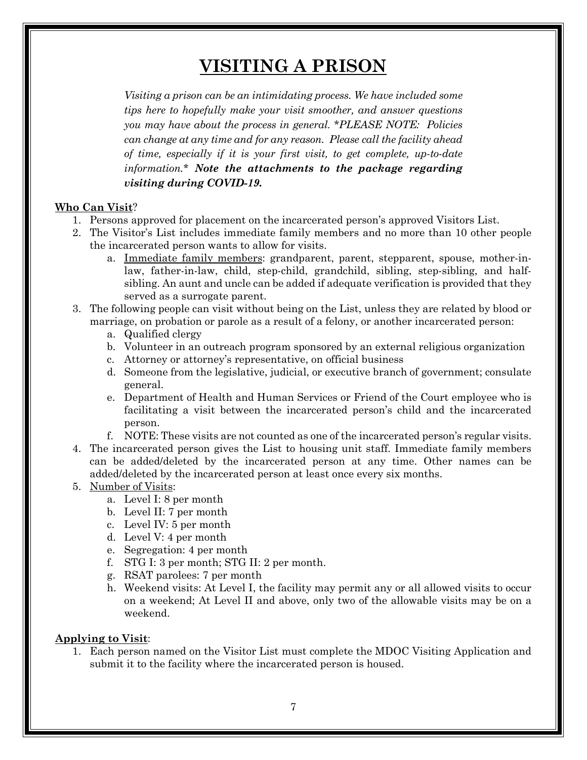# VISITING A PRISON

*Visiting a prison can be an intimidating process. We have included some tips here to hopefully make your visit smoother, and answer questions you may have about the process in general. *PLEASE NOTE: Policies can change at any time and for any reason. Please call the facility ahead of time, especially if it is your first visit, to get complete, up-to-date information.** ***Note the attachments to the package regarding visiting during COVID-19.***

**Who Can Visit**?

1. Persons approved for placement on the incarcerated person's approved Visitors List.
2. The Visitor's List includes immediate family members and no more than 10 other people the incarcerated person wants to allow for visits.
   a. Immediate family members: grandparent, parent, stepparent, spouse, mother-in-law, father-in-law, child, step-child, grandchild, sibling, step-sibling, and half-sibling. An aunt and uncle can be added if adequate verification is provided that they served as a surrogate parent.
3. The following people can visit without being on the List, unless they are related by blood or marriage, on probation or parole as a result of a felony, or another incarcerated person:
   a. Qualified clergy
   b. Volunteer in an outreach program sponsored by an external religious organization
   c. Attorney or attorney's representative, on official business
   d. Someone from the legislative, judicial, or executive branch of government; consulate general.
   e. Department of Health and Human Services or Friend of the Court employee who is facilitating a visit between the incarcerated person's child and the incarcerated person.
   f. NOTE: These visits are not counted as one of the incarcerated person's regular visits.
4. The incarcerated person gives the List to housing unit staff. Immediate family members can be added/deleted by the incarcerated person at any time. Other names can be added/deleted by the incarcerated person at least once every six months.
5. Number of Visits:
   a. Level I: 8 per month
   b. Level II: 7 per month
   c. Level IV: 5 per month
   d. Level V: 4 per month
   e. Segregation: 4 per month
   f. STG I: 3 per month; STG II: 2 per month.
   g. RSAT parolees: 7 per month
   h. Weekend visits: At Level I, the facility may permit any or all allowed visits to occur on a weekend; At Level II and above, only two of the allowable visits may be on a weekend.

**Applying to Visit**:

1. Each person named on the Visitor List must complete the MDOC Visiting Application and submit it to the facility where the incarcerated person is housed.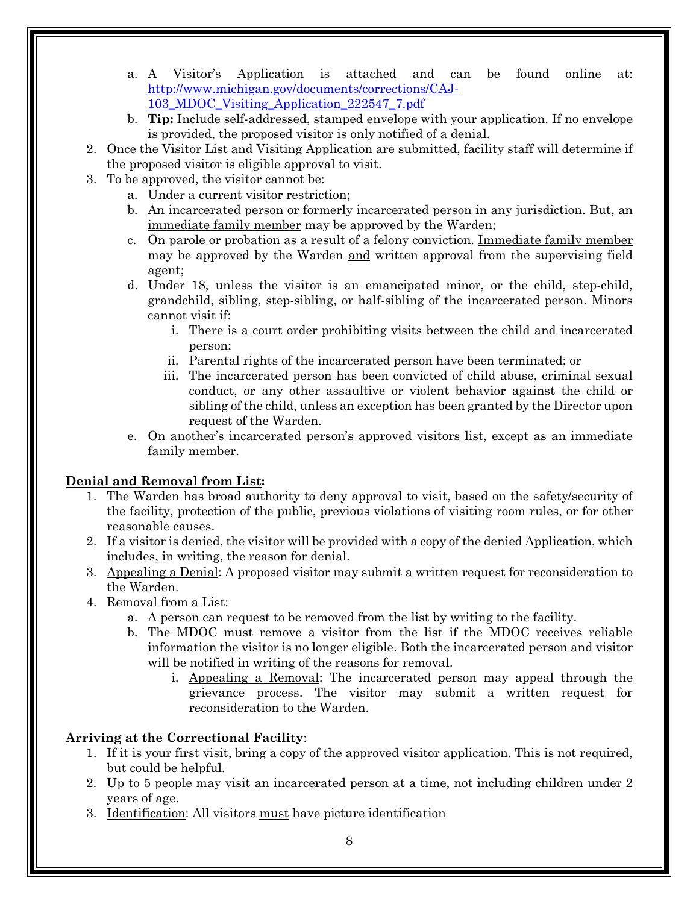a. A Visitor's Application is attached and can be found online at: http://www.michigan.gov/documents/corrections/CAJ-103_MDOC_Visiting_Application_222547_7.pdf
   b. **Tip:** Include self-addressed, stamped envelope with your application. If no envelope is provided, the proposed visitor is only notified of a denial.
2. Once the Visitor List and Visiting Application are submitted, facility staff will determine if the proposed visitor is eligible approval to visit.
3. To be approved, the visitor cannot be:
   a. Under a current visitor restriction;
   b. An incarcerated person or formerly incarcerated person in any jurisdiction. But, an <u>immediate family member</u> may be approved by the Warden;
   c. On parole or probation as a result of a felony conviction. <u>Immediate family member</u> may be approved by the Warden <u>and</u> written approval from the supervising field agent;
   d. Under 18, unless the visitor is an emancipated minor, or the child, step-child, grandchild, sibling, step-sibling, or half-sibling of the incarcerated person. Minors cannot visit if:
      i. There is a court order prohibiting visits between the child and incarcerated person;
      ii. Parental rights of the incarcerated person have been terminated; or
      iii. The incarcerated person has been convicted of child abuse, criminal sexual conduct, or any other assaultive or violent behavior against the child or sibling of the child, unless an exception has been granted by the Director upon request of the Warden.
   e. On another's incarcerated person's approved visitors list, except as an immediate family member.

**<u>Denial and Removal from List</u>:**

1. The Warden has broad authority to deny approval to visit, based on the safety/security of the facility, protection of the public, previous violations of visiting room rules, or for other reasonable causes.
2. If a visitor is denied, the visitor will be provided with a copy of the denied Application, which includes, in writing, the reason for denial.
3. <u>Appealing a Denial</u>: A proposed visitor may submit a written request for reconsideration to the Warden.
4. Removal from a List:
   a. A person can request to be removed from the list by writing to the facility.
   b. The MDOC must remove a visitor from the list if the MDOC receives reliable information the visitor is no longer eligible. Both the incarcerated person and visitor will be notified in writing of the reasons for removal.
      i. <u>Appealing a Removal</u>: The incarcerated person may appeal through the grievance process. The visitor may submit a written request for reconsideration to the Warden.

**<u>Arriving at the Correctional Facility</u>**:

1. If it is your first visit, bring a copy of the approved visitor application. This is not required, but could be helpful.
2. Up to 5 people may visit an incarcerated person at a time, not including children under 2 years of age.
3. <u>Identification</u>: All visitors <u>must</u> have picture identification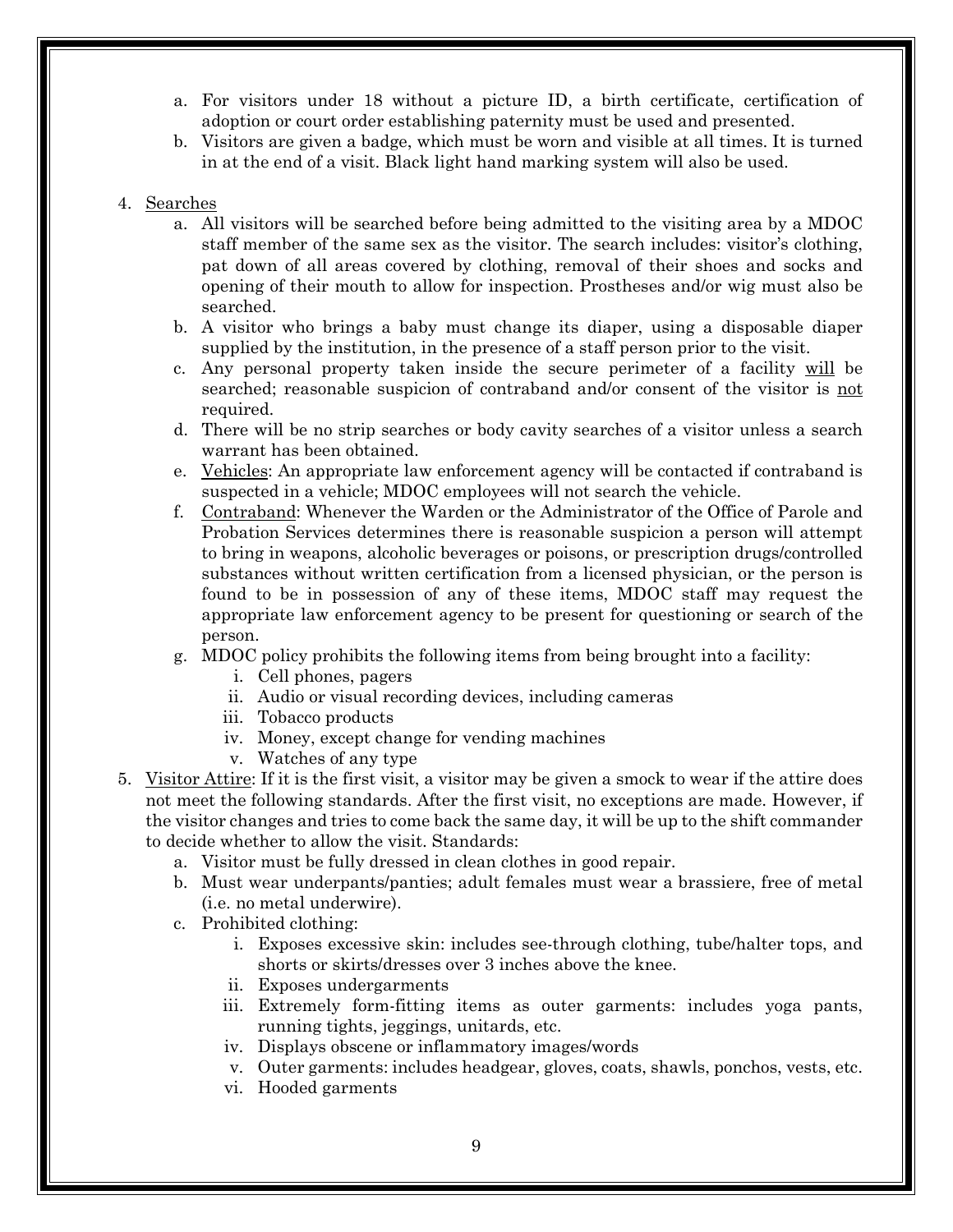a. For visitors under 18 without a picture ID, a birth certificate, certification of adoption or court order establishing paternity must be used and presented.
   b. Visitors are given a badge, which must be worn and visible at all times. It is turned in at the end of a visit. Black light hand marking system will also be used.

4. <u>Searches</u>
   a. All visitors will be searched before being admitted to the visiting area by a MDOC staff member of the same sex as the visitor. The search includes: visitor's clothing, pat down of all areas covered by clothing, removal of their shoes and socks and opening of their mouth to allow for inspection. Prostheses and/or wig must also be searched.
   b. A visitor who brings a baby must change its diaper, using a disposable diaper supplied by the institution, in the presence of a staff person prior to the visit.
   c. Any personal property taken inside the secure perimeter of a facility <u>will</u> be searched; reasonable suspicion of contraband and/or consent of the visitor is <u>not</u> required.
   d. There will be no strip searches or body cavity searches of a visitor unless a search warrant has been obtained.
   e. <u>Vehicles</u>: An appropriate law enforcement agency will be contacted if contraband is suspected in a vehicle; MDOC employees will not search the vehicle.
   f. <u>Contraband</u>: Whenever the Warden or the Administrator of the Office of Parole and Probation Services determines there is reasonable suspicion a person will attempt to bring in weapons, alcoholic beverages or poisons, or prescription drugs/controlled substances without written certification from a licensed physician, or the person is found to be in possession of any of these items, MDOC staff may request the appropriate law enforcement agency to be present for questioning or search of the person.
   g. MDOC policy prohibits the following items from being brought into a facility:
      i. Cell phones, pagers
      ii. Audio or visual recording devices, including cameras
      iii. Tobacco products
      iv. Money, except change for vending machines
      v. Watches of any type

5. <u>Visitor Attire</u>: If it is the first visit, a visitor may be given a smock to wear if the attire does not meet the following standards. After the first visit, no exceptions are made. However, if the visitor changes and tries to come back the same day, it will be up to the shift commander to decide whether to allow the visit. Standards:
   a. Visitor must be fully dressed in clean clothes in good repair.
   b. Must wear underpants/panties; adult females must wear a brassiere, free of metal (i.e. no metal underwire).
   c. Prohibited clothing:
      i. Exposes excessive skin: includes see-through clothing, tube/halter tops, and shorts or skirts/dresses over 3 inches above the knee.
      ii. Exposes undergarments
      iii. Extremely form-fitting items as outer garments: includes yoga pants, running tights, jeggings, unitards, etc.
      iv. Displays obscene or inflammatory images/words
      v. Outer garments: includes headgear, gloves, coats, shawls, ponchos, vests, etc.
      vi. Hooded garments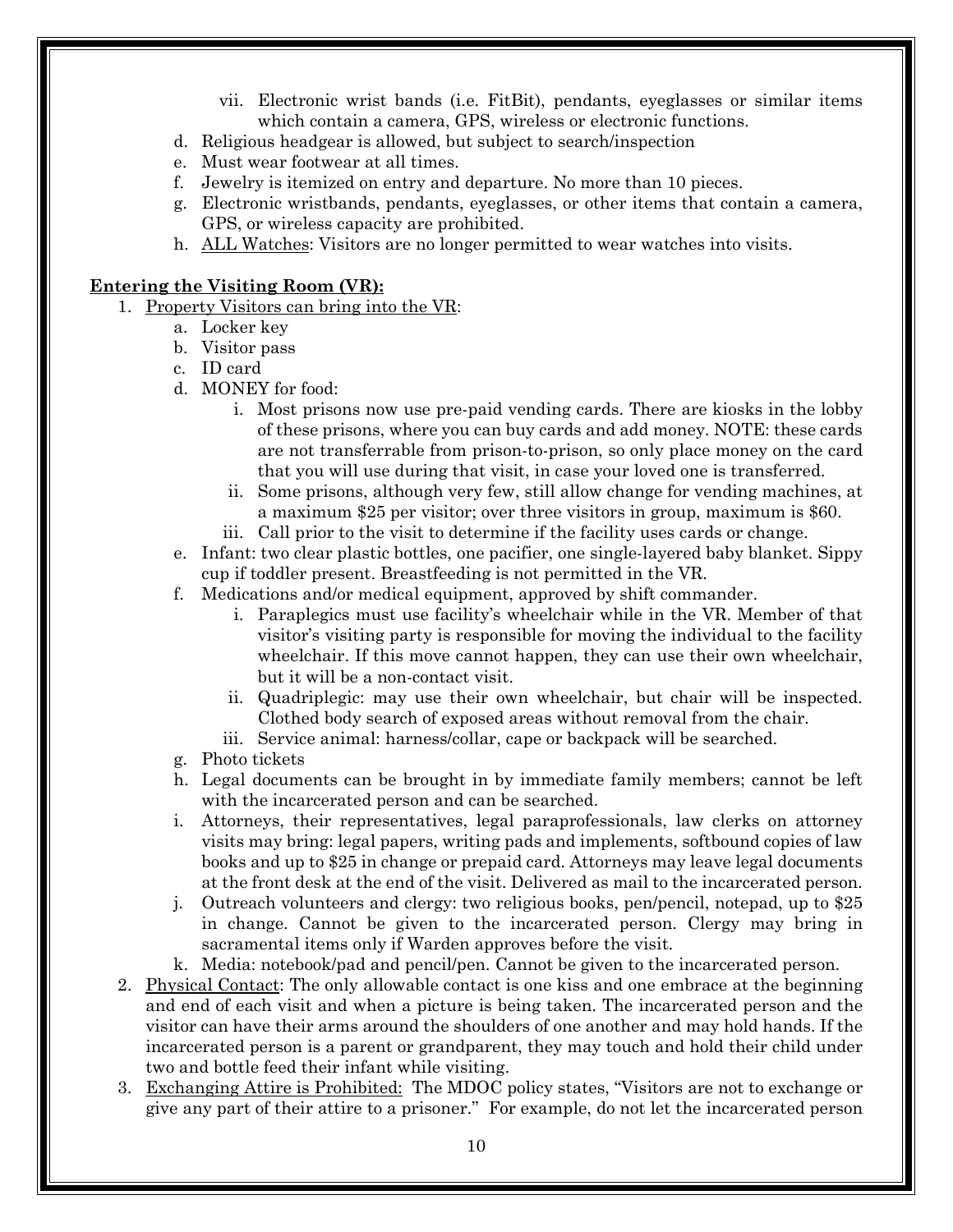vii. Electronic wrist bands (i.e. FitBit), pendants, eyeglasses or similar items which contain a camera, GPS, wireless or electronic functions.

d. Religious headgear is allowed, but subject to search/inspection
e. Must wear footwear at all times.
f. Jewelry is itemized on entry and departure. No more than 10 pieces.
g. Electronic wristbands, pendants, eyeglasses, or other items that contain a camera, GPS, or wireless capacity are prohibited.
h. <u>ALL Watches</u>: Visitors are no longer permitted to wear watches into visits.

**<u>Entering the Visiting Room (VR):</u>**

1. <u>Property Visitors can bring into the VR</u>:
   a. Locker key
   b. Visitor pass
   c. ID card
   d. MONEY for food:
      i. Most prisons now use pre-paid vending cards. There are kiosks in the lobby of these prisons, where you can buy cards and add money. NOTE: these cards are not transferrable from prison-to-prison, so only place money on the card that you will use during that visit, in case your loved one is transferred.
      ii. Some prisons, although very few, still allow change for vending machines, at a maximum $25 per visitor; over three visitors in group, maximum is $60.
      iii. Call prior to the visit to determine if the facility uses cards or change.
   e. Infant: two clear plastic bottles, one pacifier, one single-layered baby blanket. Sippy cup if toddler present. Breastfeeding is not permitted in the VR.
   f. Medications and/or medical equipment, approved by shift commander.
      i. Paraplegics must use facility's wheelchair while in the VR. Member of that visitor's visiting party is responsible for moving the individual to the facility wheelchair. If this move cannot happen, they can use their own wheelchair, but it will be a non-contact visit.
      ii. Quadriplegic: may use their own wheelchair, but chair will be inspected. Clothed body search of exposed areas without removal from the chair.
      iii. Service animal: harness/collar, cape or backpack will be searched.
   g. Photo tickets
   h. Legal documents can be brought in by immediate family members; cannot be left with the incarcerated person and can be searched.
   i. Attorneys, their representatives, legal paraprofessionals, law clerks on attorney visits may bring: legal papers, writing pads and implements, softbound copies of law books and up to $25 in change or prepaid card. Attorneys may leave legal documents at the front desk at the end of the visit. Delivered as mail to the incarcerated person.
   j. Outreach volunteers and clergy: two religious books, pen/pencil, notepad, up to $25 in change. Cannot be given to the incarcerated person. Clergy may bring in sacramental items only if Warden approves before the visit.
   k. Media: notebook/pad and pencil/pen. Cannot be given to the incarcerated person.
2. <u>Physical Contact</u>: The only allowable contact is one kiss and one embrace at the beginning and end of each visit and when a picture is being taken. The incarcerated person and the visitor can have their arms around the shoulders of one another and may hold hands. If the incarcerated person is a parent or grandparent, they may touch and hold their child under two and bottle feed their infant while visiting.
3. <u>Exchanging Attire is Prohibited:</u> The MDOC policy states, "Visitors are not to exchange or give any part of their attire to a prisoner." For example, do not let the incarcerated person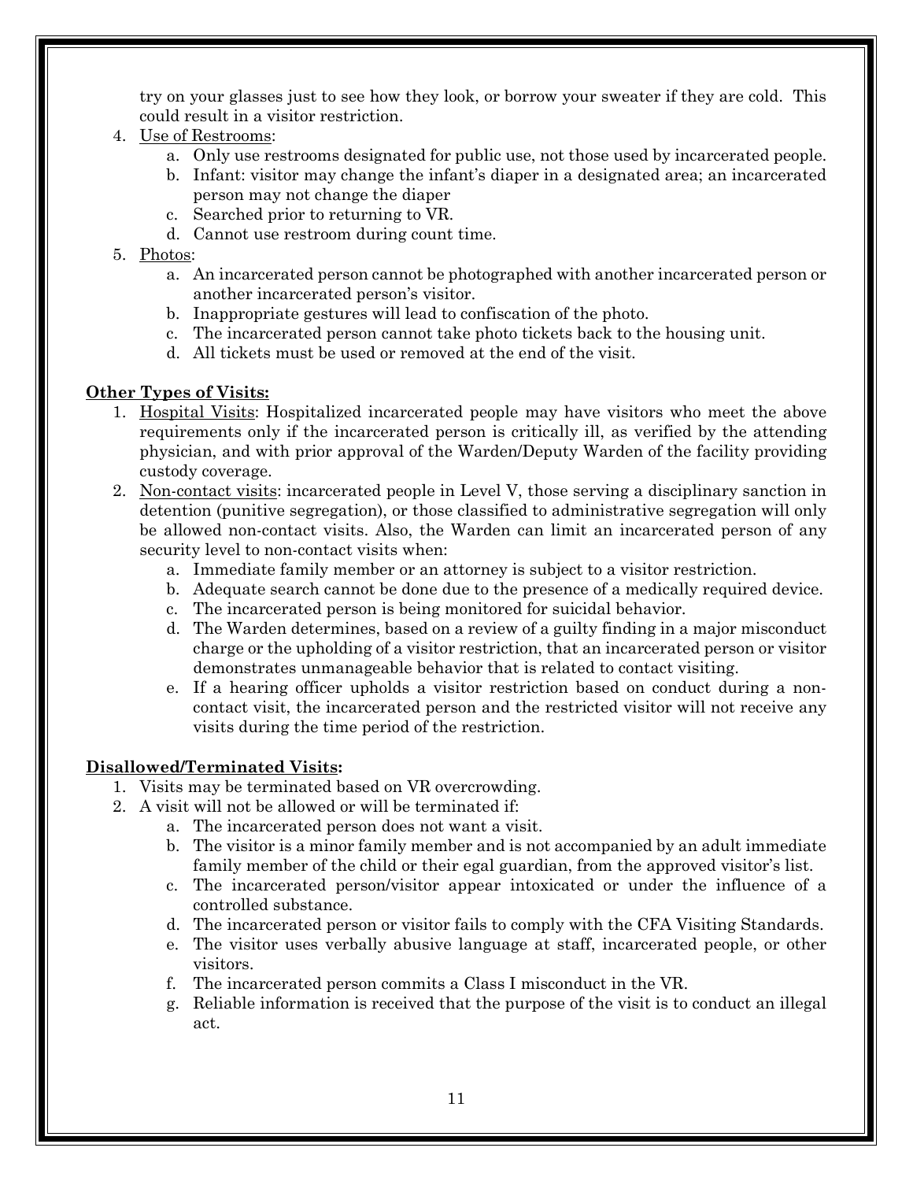try on your glasses just to see how they look, or borrow your sweater if they are cold. This could result in a visitor restriction.

4. Use of Restrooms:
    a. Only use restrooms designated for public use, not those used by incarcerated people.
    b. Infant: visitor may change the infant's diaper in a designated area; an incarcerated person may not change the diaper
    c. Searched prior to returning to VR.
    d. Cannot use restroom during count time.
5. Photos:
    a. An incarcerated person cannot be photographed with another incarcerated person or another incarcerated person's visitor.
    b. Inappropriate gestures will lead to confiscation of the photo.
    c. The incarcerated person cannot take photo tickets back to the housing unit.
    d. All tickets must be used or removed at the end of the visit.

**Other Types of Visits:**

1. Hospital Visits: Hospitalized incarcerated people may have visitors who meet the above requirements only if the incarcerated person is critically ill, as verified by the attending physician, and with prior approval of the Warden/Deputy Warden of the facility providing custody coverage.
2. Non-contact visits: incarcerated people in Level V, those serving a disciplinary sanction in detention (punitive segregation), or those classified to administrative segregation will only be allowed non-contact visits. Also, the Warden can limit an incarcerated person of any security level to non-contact visits when:
    a. Immediate family member or an attorney is subject to a visitor restriction.
    b. Adequate search cannot be done due to the presence of a medically required device.
    c. The incarcerated person is being monitored for suicidal behavior.
    d. The Warden determines, based on a review of a guilty finding in a major misconduct charge or the upholding of a visitor restriction, that an incarcerated person or visitor demonstrates unmanageable behavior that is related to contact visiting.
    e. If a hearing officer upholds a visitor restriction based on conduct during a non-contact visit, the incarcerated person and the restricted visitor will not receive any visits during the time period of the restriction.

**Disallowed/Terminated Visits:**

1. Visits may be terminated based on VR overcrowding.
2. A visit will not be allowed or will be terminated if:
    a. The incarcerated person does not want a visit.
    b. The visitor is a minor family member and is not accompanied by an adult immediate family member of the child or their egal guardian, from the approved visitor's list.
    c. The incarcerated person/visitor appear intoxicated or under the influence of a controlled substance.
    d. The incarcerated person or visitor fails to comply with the CFA Visiting Standards.
    e. The visitor uses verbally abusive language at staff, incarcerated people, or other visitors.
    f. The incarcerated person commits a Class I misconduct in the VR.
    g. Reliable information is received that the purpose of the visit is to conduct an illegal act.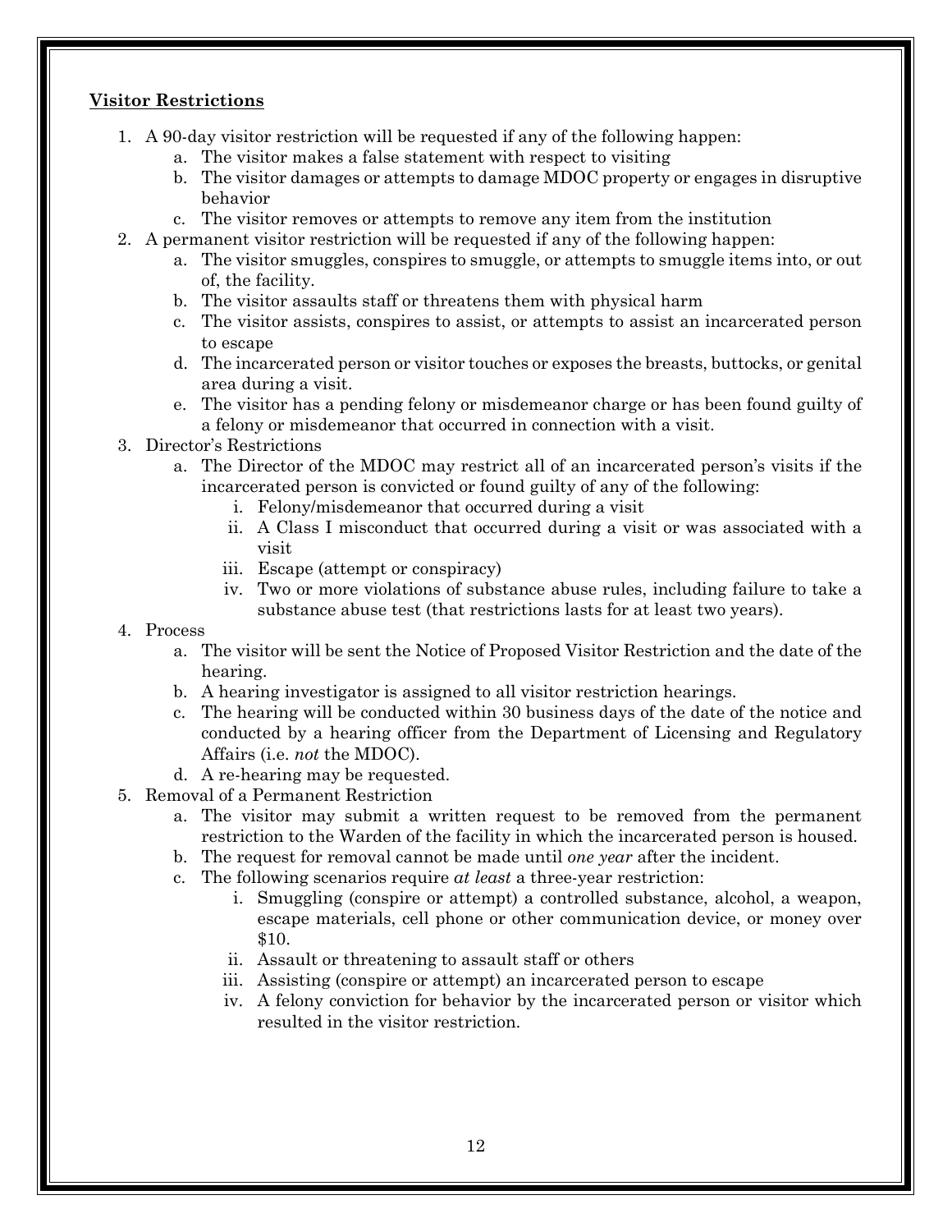**Visitor Restrictions**

1. A 90-day visitor restriction will be requested if any of the following happen:
    a. The visitor makes a false statement with respect to visiting
    b. The visitor damages or attempts to damage MDOC property or engages in disruptive behavior
    c. The visitor removes or attempts to remove any item from the institution
2. A permanent visitor restriction will be requested if any of the following happen:
    a. The visitor smuggles, conspires to smuggle, or attempts to smuggle items into, or out of, the facility.
    b. The visitor assaults staff or threatens them with physical harm
    c. The visitor assists, conspires to assist, or attempts to assist an incarcerated person to escape
    d. The incarcerated person or visitor touches or exposes the breasts, buttocks, or genital area during a visit.
    e. The visitor has a pending felony or misdemeanor charge or has been found guilty of a felony or misdemeanor that occurred in connection with a visit.
3. Director's Restrictions
    a. The Director of the MDOC may restrict all of an incarcerated person's visits if the incarcerated person is convicted or found guilty of any of the following:
        i. Felony/misdemeanor that occurred during a visit
        ii. A Class I misconduct that occurred during a visit or was associated with a visit
        iii. Escape (attempt or conspiracy)
        iv. Two or more violations of substance abuse rules, including failure to take a substance abuse test (that restrictions lasts for at least two years).
4. Process
    a. The visitor will be sent the Notice of Proposed Visitor Restriction and the date of the hearing.
    b. A hearing investigator is assigned to all visitor restriction hearings.
    c. The hearing will be conducted within 30 business days of the date of the notice and conducted by a hearing officer from the Department of Licensing and Regulatory Affairs (i.e. *not* the MDOC).
    d. A re-hearing may be requested.
5. Removal of a Permanent Restriction
    a. The visitor may submit a written request to be removed from the permanent restriction to the Warden of the facility in which the incarcerated person is housed.
    b. The request for removal cannot be made until *one year* after the incident.
    c. The following scenarios require *at least* a three-year restriction:
        i. Smuggling (conspire or attempt) a controlled substance, alcohol, a weapon, escape materials, cell phone or other communication device, or money over $10.
        ii. Assault or threatening to assault staff or others
        iii. Assisting (conspire or attempt) an incarcerated person to escape
        iv. A felony conviction for behavior by the incarcerated person or visitor which resulted in the visitor restriction.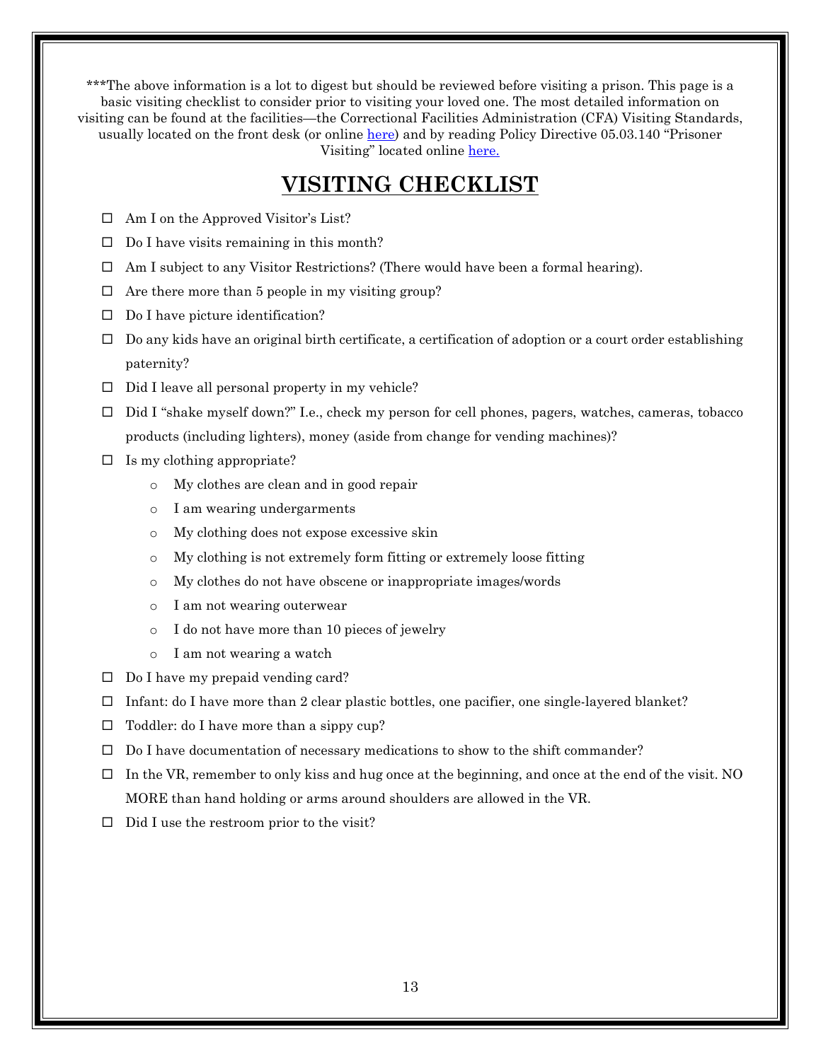***The above information is a lot to digest but should be reviewed before visiting a prison. This page is a basic visiting checklist to consider prior to visiting your loved one. The most detailed information on visiting can be found at the facilities—the Correctional Facilities Administration (CFA) Visiting Standards, usually located on the front desk (or online [here](#)) and by reading Policy Directive 05.03.140 "Prisoner Visiting" located online [here.](#)

# VISITING CHECKLIST

- ☐ Am I on the Approved Visitor's List?
- ☐ Do I have visits remaining in this month?
- ☐ Am I subject to any Visitor Restrictions? (There would have been a formal hearing).
- ☐ Are there more than 5 people in my visiting group?
- ☐ Do I have picture identification?
- ☐ Do any kids have an original birth certificate, a certification of adoption or a court order establishing paternity?
- ☐ Did I leave all personal property in my vehicle?
- ☐ Did I "shake myself down?" I.e., check my person for cell phones, pagers, watches, cameras, tobacco products (including lighters), money (aside from change for vending machines)?
- ☐ Is my clothing appropriate?
  - My clothes are clean and in good repair
  - I am wearing undergarments
  - My clothing does not expose excessive skin
  - My clothing is not extremely form fitting or extremely loose fitting
  - My clothes do not have obscene or inappropriate images/words
  - I am not wearing outerwear
  - I do not have more than 10 pieces of jewelry
  - I am not wearing a watch
- ☐ Do I have my prepaid vending card?
- ☐ Infant: do I have more than 2 clear plastic bottles, one pacifier, one single-layered blanket?
- ☐ Toddler: do I have more than a sippy cup?
- ☐ Do I have documentation of necessary medications to show to the shift commander?
- ☐ In the VR, remember to only kiss and hug once at the beginning, and once at the end of the visit. NO MORE than hand holding or arms around shoulders are allowed in the VR.
- ☐ Did I use the restroom prior to the visit?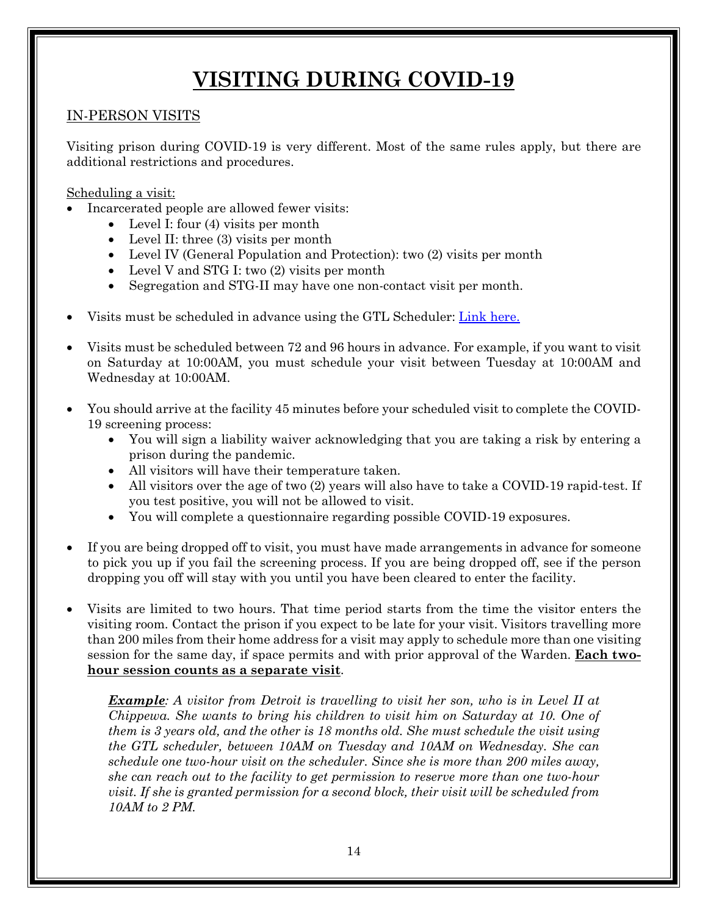# VISITING DURING COVID-19

## IN-PERSON VISITS

Visiting prison during COVID-19 is very different. Most of the same rules apply, but there are additional restrictions and procedures.

### Scheduling a visit:

- Incarcerated people are allowed fewer visits:
  - Level I: four (4) visits per month
  - Level II: three (3) visits per month
  - Level IV (General Population and Protection): two (2) visits per month
  - Level V and STG I: two (2) visits per month
  - Segregation and STG-II may have one non-contact visit per month.
- Visits must be scheduled in advance using the GTL Scheduler: Link here.
- Visits must be scheduled between 72 and 96 hours in advance. For example, if you want to visit on Saturday at 10:00AM, you must schedule your visit between Tuesday at 10:00AM and Wednesday at 10:00AM.
- You should arrive at the facility 45 minutes before your scheduled visit to complete the COVID-19 screening process:
  - You will sign a liability waiver acknowledging that you are taking a risk by entering a prison during the pandemic.
  - All visitors will have their temperature taken.
  - All visitors over the age of two (2) years will also have to take a COVID-19 rapid-test. If you test positive, you will not be allowed to visit.
  - You will complete a questionnaire regarding possible COVID-19 exposures.
- If you are being dropped off to visit, you must have made arrangements in advance for someone to pick you up if you fail the screening process. If you are being dropped off, see if the person dropping you off will stay with you until you have been cleared to enter the facility.
- Visits are limited to two hours. That time period starts from the time the visitor enters the visiting room. Contact the prison if you expect to be late for your visit. Visitors travelling more than 200 miles from their home address for a visit may apply to schedule more than one visiting session for the same day, if space permits and with prior approval of the Warden. **Each two-hour session counts as a separate visit**.

> ***Example***: *A visitor from Detroit is travelling to visit her son, who is in Level II at Chippewa. She wants to bring his children to visit him on Saturday at 10. One of them is 3 years old, and the other is 18 months old. She must schedule the visit using the GTL scheduler, between 10AM on Tuesday and 10AM on Wednesday. She can schedule one two-hour visit on the scheduler. Since she is more than 200 miles away, she can reach out to the facility to get permission to reserve more than one two-hour visit. If she is granted permission for a second block, their visit will be scheduled from 10AM to 2 PM.*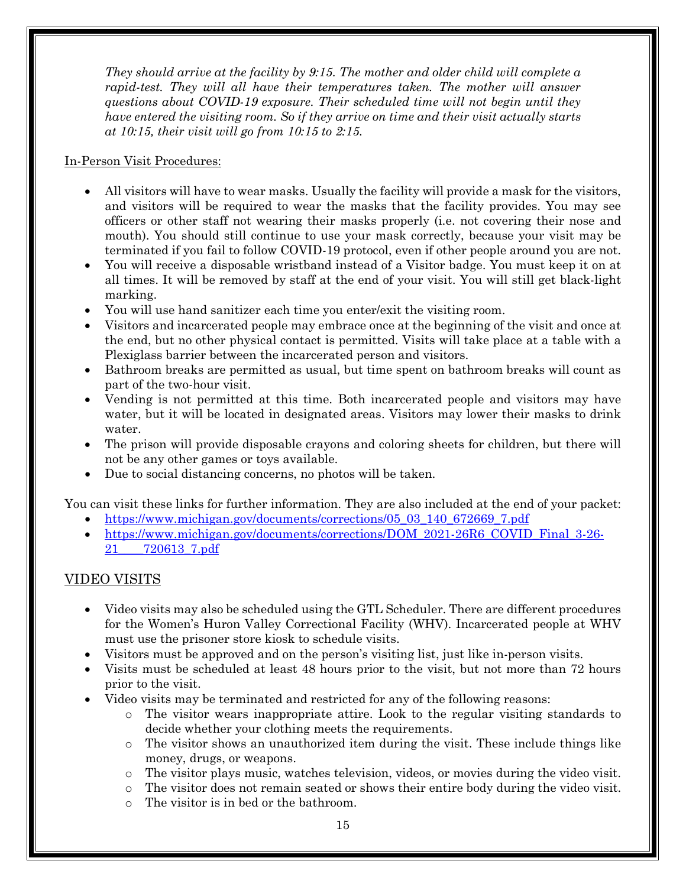*They should arrive at the facility by 9:15. The mother and older child will complete a rapid-test. They will all have their temperatures taken. The mother will answer questions about COVID-19 exposure. Their scheduled time will not begin until they have entered the visiting room. So if they arrive on time and their visit actually starts at 10:15, their visit will go from 10:15 to 2:15.*

In-Person Visit Procedures:

- All visitors will have to wear masks. Usually the facility will provide a mask for the visitors, and visitors will be required to wear the masks that the facility provides. You may see officers or other staff not wearing their masks properly (i.e. not covering their nose and mouth). You should still continue to use your mask correctly, because your visit may be terminated if you fail to follow COVID-19 protocol, even if other people around you are not.
- You will receive a disposable wristband instead of a Visitor badge. You must keep it on at all times. It will be removed by staff at the end of your visit. You will still get black-light marking.
- You will use hand sanitizer each time you enter/exit the visiting room.
- Visitors and incarcerated people may embrace once at the beginning of the visit and once at the end, but no other physical contact is permitted. Visits will take place at a table with a Plexiglass barrier between the incarcerated person and visitors.
- Bathroom breaks are permitted as usual, but time spent on bathroom breaks will count as part of the two-hour visit.
- Vending is not permitted at this time. Both incarcerated people and visitors may have water, but it will be located in designated areas. Visitors may lower their masks to drink water.
- The prison will provide disposable crayons and coloring sheets for children, but there will not be any other games or toys available.
- Due to social distancing concerns, no photos will be taken.

You can visit these links for further information. They are also included at the end of your packet:

- https://www.michigan.gov/documents/corrections/05_03_140_672669_7.pdf
- https://www.michigan.gov/documents/corrections/DOM_2021-26R6_COVID_Final_3-26-21____720613_7.pdf

## VIDEO VISITS

- Video visits may also be scheduled using the GTL Scheduler. There are different procedures for the Women's Huron Valley Correctional Facility (WHV). Incarcerated people at WHV must use the prisoner store kiosk to schedule visits.
- Visitors must be approved and on the person's visiting list, just like in-person visits.
- Visits must be scheduled at least 48 hours prior to the visit, but not more than 72 hours prior to the visit.
- Video visits may be terminated and restricted for any of the following reasons:
  - The visitor wears inappropriate attire. Look to the regular visiting standards to decide whether your clothing meets the requirements.
  - The visitor shows an unauthorized item during the visit. These include things like money, drugs, or weapons.
  - The visitor plays music, watches television, videos, or movies during the video visit.
  - The visitor does not remain seated or shows their entire body during the video visit.
  - The visitor is in bed or the bathroom.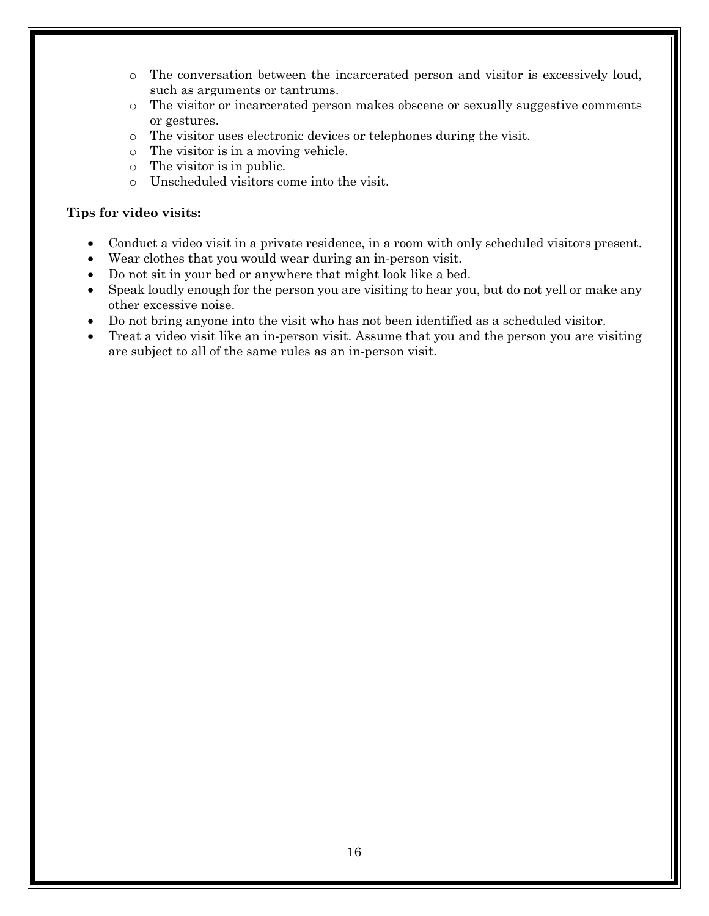- The conversation between the incarcerated person and visitor is excessively loud, such as arguments or tantrums.
- The visitor or incarcerated person makes obscene or sexually suggestive comments or gestures.
- The visitor uses electronic devices or telephones during the visit.
- The visitor is in a moving vehicle.
- The visitor is in public.
- Unscheduled visitors come into the visit.

**Tips for video visits:**

- Conduct a video visit in a private residence, in a room with only scheduled visitors present.
- Wear clothes that you would wear during an in-person visit.
- Do not sit in your bed or anywhere that might look like a bed.
- Speak loudly enough for the person you are visiting to hear you, but do not yell or make any other excessive noise.
- Do not bring anyone into the visit who has not been identified as a scheduled visitor.
- Treat a video visit like an in-person visit. Assume that you and the person you are visiting are subject to all of the same rules as an in-person visit.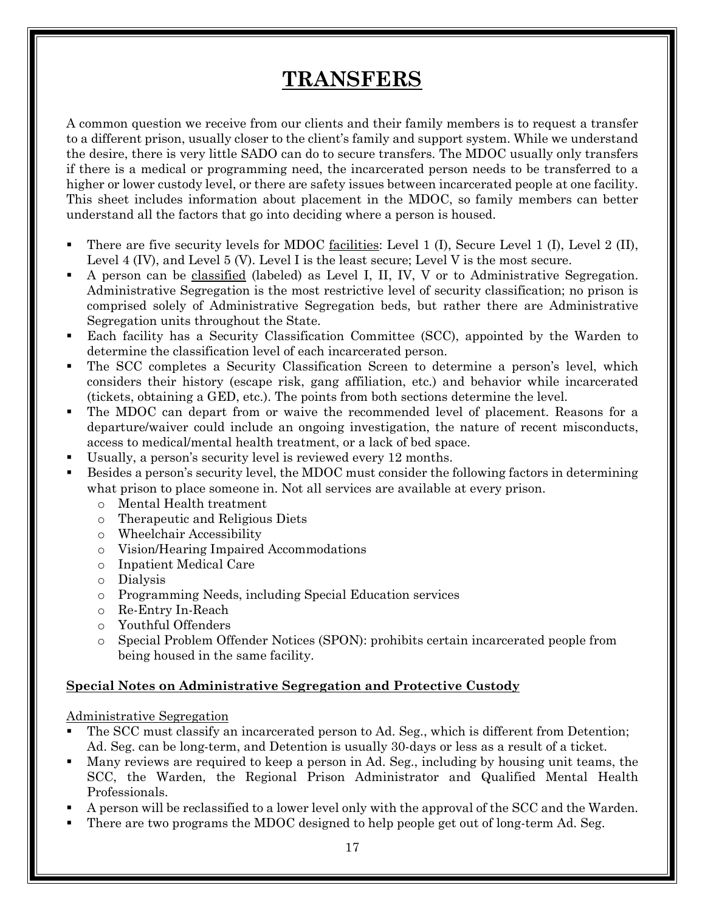# TRANSFERS

A common question we receive from our clients and their family members is to request a transfer to a different prison, usually closer to the client's family and support system. While we understand the desire, there is very little SADO can do to secure transfers. The MDOC usually only transfers if there is a medical or programming need, the incarcerated person needs to be transferred to a higher or lower custody level, or there are safety issues between incarcerated people at one facility. This sheet includes information about placement in the MDOC, so family members can better understand all the factors that go into deciding where a person is housed.

- There are five security levels for MDOC <u>facilities</u>: Level 1 (I), Secure Level 1 (I), Level 2 (II), Level 4 (IV), and Level 5 (V). Level I is the least secure; Level V is the most secure.
- A person can be <u>classified</u> (labeled) as Level I, II, IV, V or to Administrative Segregation. Administrative Segregation is the most restrictive level of security classification; no prison is comprised solely of Administrative Segregation beds, but rather there are Administrative Segregation units throughout the State.
- Each facility has a Security Classification Committee (SCC), appointed by the Warden to determine the classification level of each incarcerated person.
- The SCC completes a Security Classification Screen to determine a person's level, which considers their history (escape risk, gang affiliation, etc.) and behavior while incarcerated (tickets, obtaining a GED, etc.). The points from both sections determine the level.
- The MDOC can depart from or waive the recommended level of placement. Reasons for a departure/waiver could include an ongoing investigation, the nature of recent misconducts, access to medical/mental health treatment, or a lack of bed space.
- Usually, a person's security level is reviewed every 12 months.
- Besides a person's security level, the MDOC must consider the following factors in determining what prison to place someone in. Not all services are available at every prison.
  - Mental Health treatment
  - Therapeutic and Religious Diets
  - Wheelchair Accessibility
  - Vision/Hearing Impaired Accommodations
  - Inpatient Medical Care
  - Dialysis
  - Programming Needs, including Special Education services
  - Re-Entry In-Reach
  - Youthful Offenders
  - Special Problem Offender Notices (SPON): prohibits certain incarcerated people from being housed in the same facility.

## **<u>Special Notes on Administrative Segregation and Protective Custody</u>**

<u>Administrative Segregation</u>

- The SCC must classify an incarcerated person to Ad. Seg., which is different from Detention; Ad. Seg. can be long-term, and Detention is usually 30-days or less as a result of a ticket.
- Many reviews are required to keep a person in Ad. Seg., including by housing unit teams, the SCC, the Warden, the Regional Prison Administrator and Qualified Mental Health Professionals.
- A person will be reclassified to a lower level only with the approval of the SCC and the Warden.
- There are two programs the MDOC designed to help people get out of long-term Ad. Seg.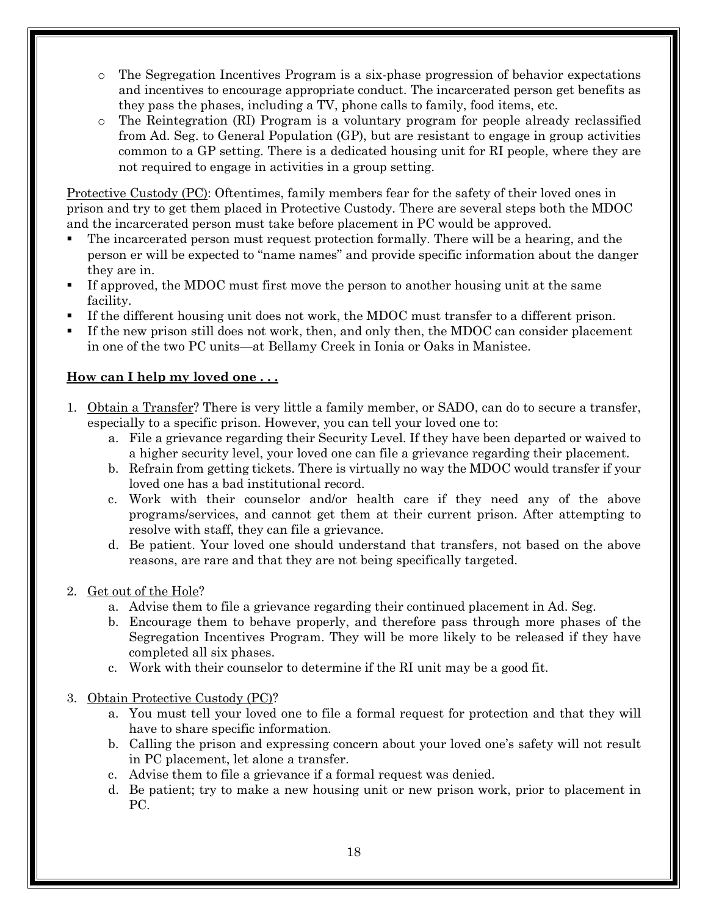- The Segregation Incentives Program is a six-phase progression of behavior expectations and incentives to encourage appropriate conduct. The incarcerated person get benefits as they pass the phases, including a TV, phone calls to family, food items, etc.
- The Reintegration (RI) Program is a voluntary program for people already reclassified from Ad. Seg. to General Population (GP), but are resistant to engage in group activities common to a GP setting. There is a dedicated housing unit for RI people, where they are not required to engage in activities in a group setting.

Protective Custody (PC): Oftentimes, family members fear for the safety of their loved ones in prison and try to get them placed in Protective Custody. There are several steps both the MDOC and the incarcerated person must take before placement in PC would be approved.

- The incarcerated person must request protection formally. There will be a hearing, and the person er will be expected to "name names" and provide specific information about the danger they are in.
- If approved, the MDOC must first move the person to another housing unit at the same facility.
- If the different housing unit does not work, the MDOC must transfer to a different prison.
- If the new prison still does not work, then, and only then, the MDOC can consider placement in one of the two PC units—at Bellamy Creek in Ionia or Oaks in Manistee.

**How can I help my loved one . . .**

1. Obtain a Transfer? There is very little a family member, or SADO, can do to secure a transfer, especially to a specific prison. However, you can tell your loved one to:
    a. File a grievance regarding their Security Level. If they have been departed or waived to a higher security level, your loved one can file a grievance regarding their placement.
    b. Refrain from getting tickets. There is virtually no way the MDOC would transfer if your loved one has a bad institutional record.
    c. Work with their counselor and/or health care if they need any of the above programs/services, and cannot get them at their current prison. After attempting to resolve with staff, they can file a grievance.
    d. Be patient. Your loved one should understand that transfers, not based on the above reasons, are rare and that they are not being specifically targeted.

2. Get out of the Hole?
    a. Advise them to file a grievance regarding their continued placement in Ad. Seg.
    b. Encourage them to behave properly, and therefore pass through more phases of the Segregation Incentives Program. They will be more likely to be released if they have completed all six phases.
    c. Work with their counselor to determine if the RI unit may be a good fit.

3. Obtain Protective Custody (PC)?
    a. You must tell your loved one to file a formal request for protection and that they will have to share specific information.
    b. Calling the prison and expressing concern about your loved one's safety will not result in PC placement, let alone a transfer.
    c. Advise them to file a grievance if a formal request was denied.
    d. Be patient; try to make a new housing unit or new prison work, prior to placement in PC.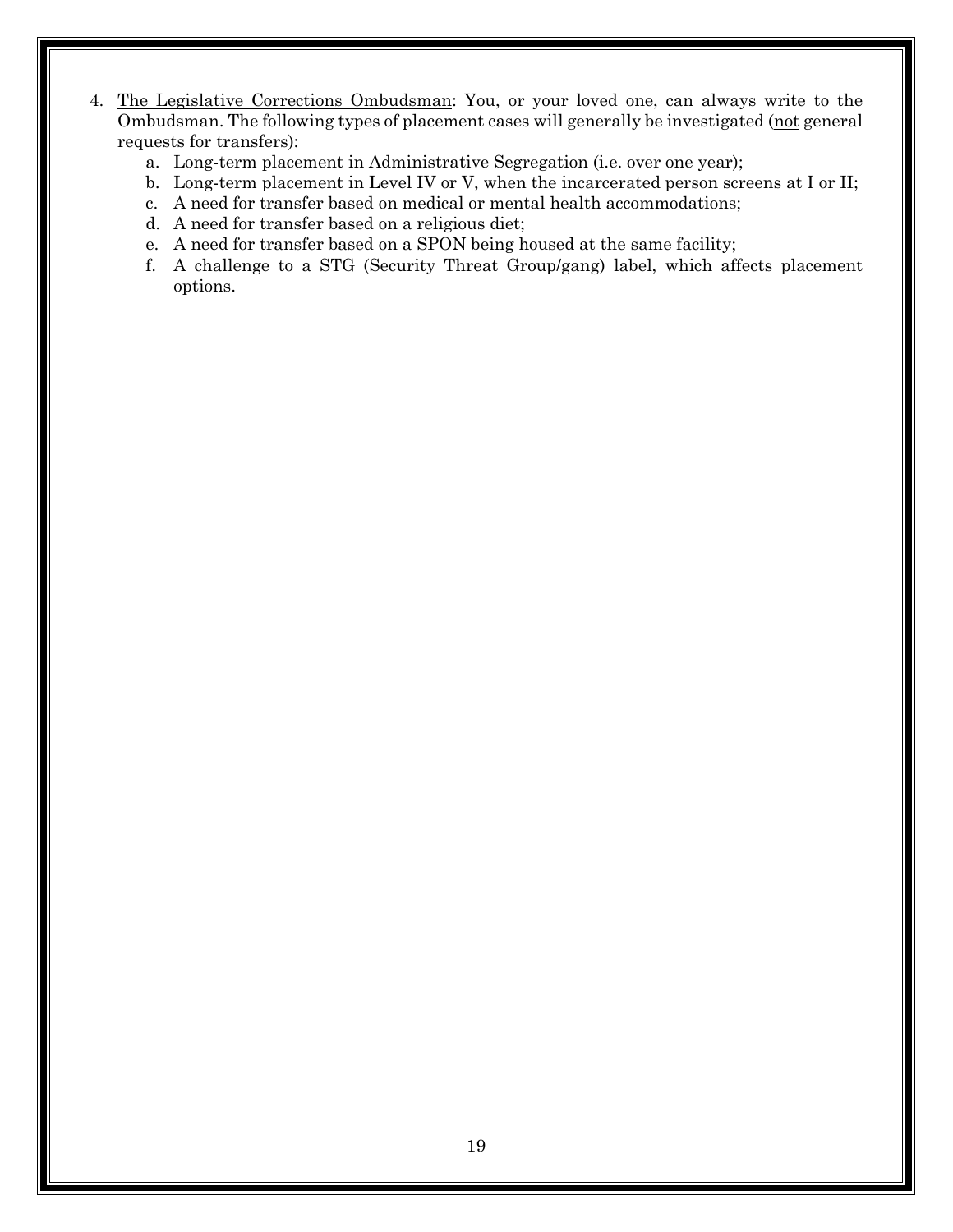4. <u>The Legislative Corrections Ombudsman</u>: You, or your loved one, can always write to the Ombudsman. The following types of placement cases will generally be investigated (<u>not</u> general requests for transfers):
    a. Long-term placement in Administrative Segregation (i.e. over one year);
    b. Long-term placement in Level IV or V, when the incarcerated person screens at I or II;
    c. A need for transfer based on medical or mental health accommodations;
    d. A need for transfer based on a religious diet;
    e. A need for transfer based on a SPON being housed at the same facility;
    f. A challenge to a STG (Security Threat Group/gang) label, which affects placement options.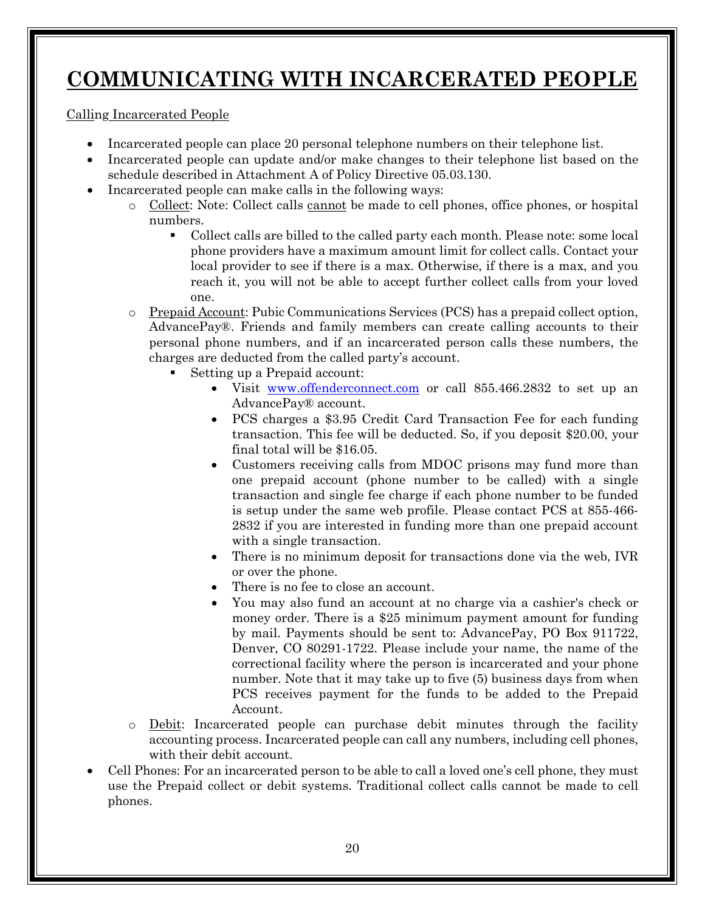# COMMUNICATING WITH INCARCERATED PEOPLE

Calling Incarcerated People

- Incarcerated people can place 20 personal telephone numbers on their telephone list.
- Incarcerated people can update and/or make changes to their telephone list based on the schedule described in Attachment A of Policy Directive 05.03.130.
- Incarcerated people can make calls in the following ways:
  - Collect: Note: Collect calls cannot be made to cell phones, office phones, or hospital numbers.
    - Collect calls are billed to the called party each month. Please note: some local phone providers have a maximum amount limit for collect calls. Contact your local provider to see if there is a max. Otherwise, if there is a max, and you reach it, you will not be able to accept further collect calls from your loved one.
  - Prepaid Account: Pubic Communications Services (PCS) has a prepaid collect option, AdvancePay®. Friends and family members can create calling accounts to their personal phone numbers, and if an incarcerated person calls these numbers, the charges are deducted from the called party's account.
    - Setting up a Prepaid account:
      - Visit www.offenderconnect.com or call 855.466.2832 to set up an AdvancePay® account.
      - PCS charges a $3.95 Credit Card Transaction Fee for each funding transaction. This fee will be deducted. So, if you deposit $20.00, your final total will be $16.05.
      - Customers receiving calls from MDOC prisons may fund more than one prepaid account (phone number to be called) with a single transaction and single fee charge if each phone number to be funded is setup under the same web profile. Please contact PCS at 855-466-2832 if you are interested in funding more than one prepaid account with a single transaction.
      - There is no minimum deposit for transactions done via the web, IVR or over the phone.
      - There is no fee to close an account.
      - You may also fund an account at no charge via a cashier's check or money order. There is a $25 minimum payment amount for funding by mail. Payments should be sent to: AdvancePay, PO Box 911722, Denver, CO 80291-1722. Please include your name, the name of the correctional facility where the person is incarcerated and your phone number. Note that it may take up to five (5) business days from when PCS receives payment for the funds to be added to the Prepaid Account.
  - Debit: Incarcerated people can purchase debit minutes through the facility accounting process. Incarcerated people can call any numbers, including cell phones, with their debit account.
- Cell Phones: For an incarcerated person to be able to call a loved one's cell phone, they must use the Prepaid collect or debit systems. Traditional collect calls cannot be made to cell phones.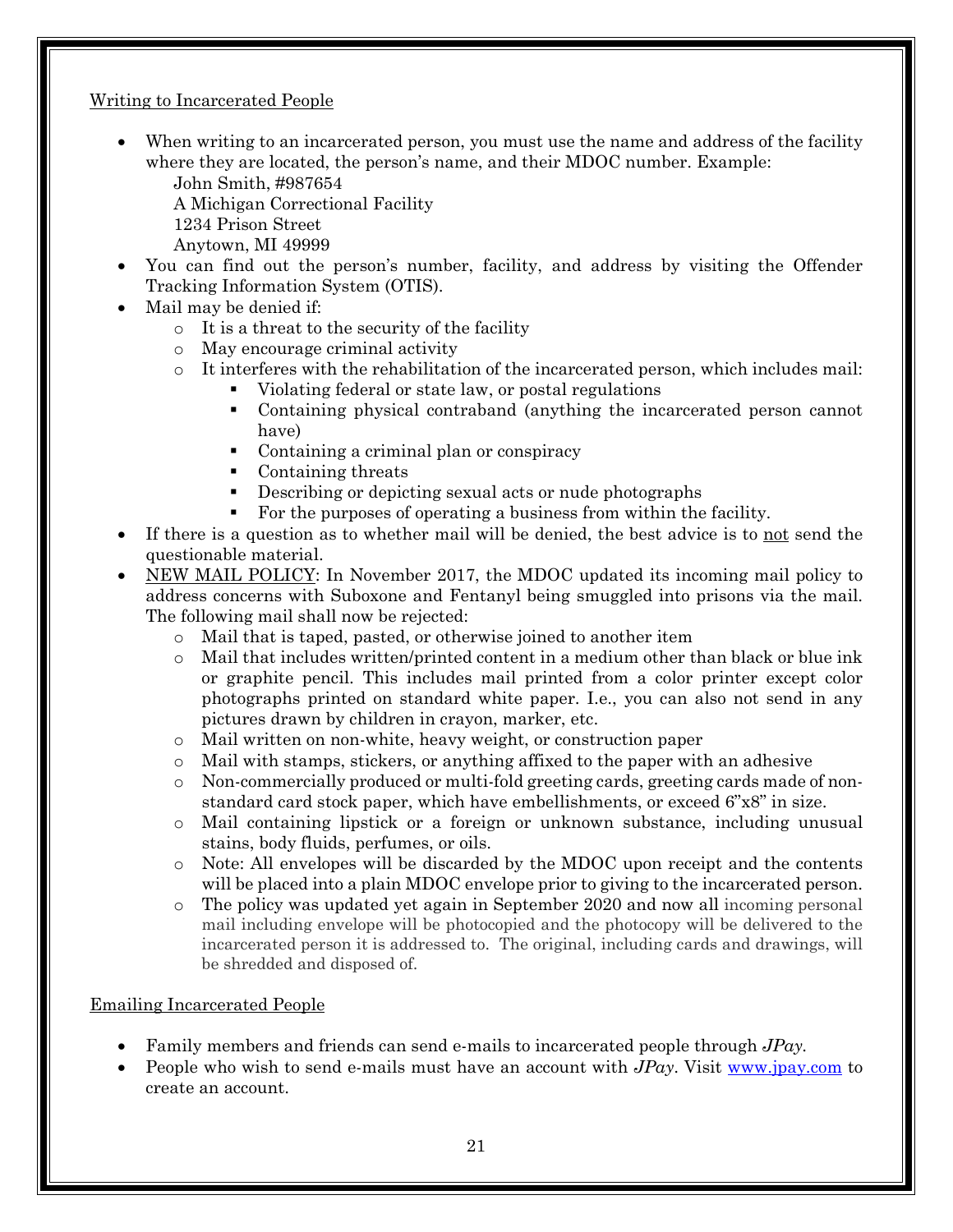Writing to Incarcerated People

- When writing to an incarcerated person, you must use the name and address of the facility where they are located, the person's name, and their MDOC number. Example:
  John Smith, #987654
  A Michigan Correctional Facility
  1234 Prison Street
  Anytown, MI 49999
- You can find out the person's number, facility, and address by visiting the Offender Tracking Information System (OTIS).
- Mail may be denied if:
  - It is a threat to the security of the facility
  - May encourage criminal activity
  - It interferes with the rehabilitation of the incarcerated person, which includes mail:
    - Violating federal or state law, or postal regulations
    - Containing physical contraband (anything the incarcerated person cannot have)
    - Containing a criminal plan or conspiracy
    - Containing threats
    - Describing or depicting sexual acts or nude photographs
    - For the purposes of operating a business from within the facility.
- If there is a question as to whether mail will be denied, the best advice is to <u>not</u> send the questionable material.
- <u>NEW MAIL POLICY</u>: In November 2017, the MDOC updated its incoming mail policy to address concerns with Suboxone and Fentanyl being smuggled into prisons via the mail. The following mail shall now be rejected:
  - Mail that is taped, pasted, or otherwise joined to another item
  - Mail that includes written/printed content in a medium other than black or blue ink or graphite pencil. This includes mail printed from a color printer except color photographs printed on standard white paper. I.e., you can also not send in any pictures drawn by children in crayon, marker, etc.
  - Mail written on non-white, heavy weight, or construction paper
  - Mail with stamps, stickers, or anything affixed to the paper with an adhesive
  - Non-commercially produced or multi-fold greeting cards, greeting cards made of non-standard card stock paper, which have embellishments, or exceed 6"x8" in size.
  - Mail containing lipstick or a foreign or unknown substance, including unusual stains, body fluids, perfumes, or oils.
  - Note: All envelopes will be discarded by the MDOC upon receipt and the contents will be placed into a plain MDOC envelope prior to giving to the incarcerated person.
  - The policy was updated yet again in September 2020 and now all incoming personal mail including envelope will be photocopied and the photocopy will be delivered to the incarcerated person it is addressed to. The original, including cards and drawings, will be shredded and disposed of.

Emailing Incarcerated People

- Family members and friends can send e-mails to incarcerated people through *JPay*.
- People who wish to send e-mails must have an account with *JPay*. Visit www.jpay.com to create an account.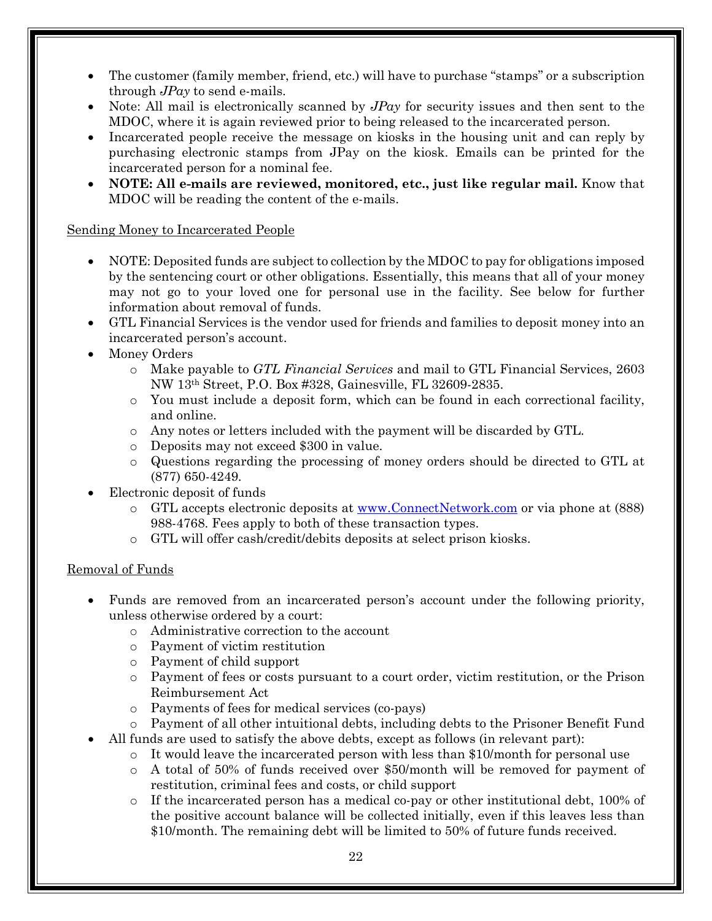- The customer (family member, friend, etc.) will have to purchase "stamps" or a subscription through *JPay* to send e-mails.
- Note: All mail is electronically scanned by *JPay* for security issues and then sent to the MDOC, where it is again reviewed prior to being released to the incarcerated person.
- Incarcerated people receive the message on kiosks in the housing unit and can reply by purchasing electronic stamps from JPay on the kiosk. Emails can be printed for the incarcerated person for a nominal fee.
- **NOTE: All e-mails are reviewed, monitored, etc., just like regular mail.** Know that MDOC will be reading the content of the e-mails.

<u>Sending Money to Incarcerated People</u>

- NOTE: Deposited funds are subject to collection by the MDOC to pay for obligations imposed by the sentencing court or other obligations. Essentially, this means that all of your money may not go to your loved one for personal use in the facility. See below for further information about removal of funds.
- GTL Financial Services is the vendor used for friends and families to deposit money into an incarcerated person's account.
- Money Orders
  - Make payable to *GTL Financial Services* and mail to GTL Financial Services, 2603 NW 13th Street, P.O. Box #328, Gainesville, FL 32609-2835.
  - You must include a deposit form, which can be found in each correctional facility, and online.
  - Any notes or letters included with the payment will be discarded by GTL.
  - Deposits may not exceed $300 in value.
  - Questions regarding the processing of money orders should be directed to GTL at (877) 650-4249.
- Electronic deposit of funds
  - GTL accepts electronic deposits at [www.ConnectNetwork.com](www.ConnectNetwork.com) or via phone at (888) 988-4768. Fees apply to both of these transaction types.
  - GTL will offer cash/credit/debits deposits at select prison kiosks.

<u>Removal of Funds</u>

- Funds are removed from an incarcerated person's account under the following priority, unless otherwise ordered by a court:
  - Administrative correction to the account
  - Payment of victim restitution
  - Payment of child support
  - Payment of fees or costs pursuant to a court order, victim restitution, or the Prison Reimbursement Act
  - Payments of fees for medical services (co-pays)
  - Payment of all other intuitional debts, including debts to the Prisoner Benefit Fund
- All funds are used to satisfy the above debts, except as follows (in relevant part):
  - It would leave the incarcerated person with less than $10/month for personal use
  - A total of 50% of funds received over $50/month will be removed for payment of restitution, criminal fees and costs, or child support
  - If the incarcerated person has a medical co-pay or other institutional debt, 100% of the positive account balance will be collected initially, even if this leaves less than $10/month. The remaining debt will be limited to 50% of future funds received.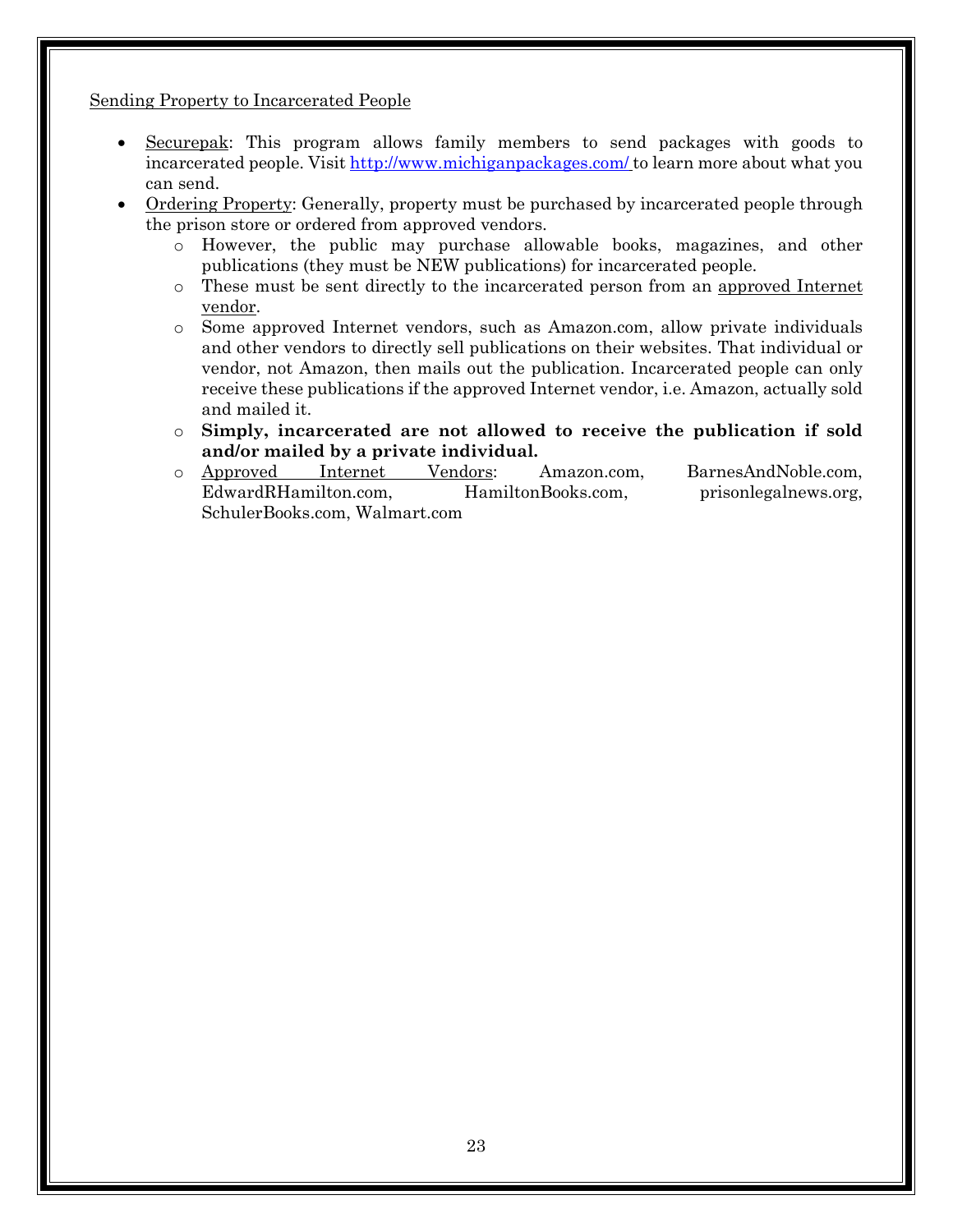Sending Property to Incarcerated People

- Securepak: This program allows family members to send packages with goods to incarcerated people. Visit http://www.michiganpackages.com/ to learn more about what you can send.
- Ordering Property: Generally, property must be purchased by incarcerated people through the prison store or ordered from approved vendors.
    - However, the public may purchase allowable books, magazines, and other publications (they must be NEW publications) for incarcerated people.
    - These must be sent directly to the incarcerated person from an approved Internet vendor.
    - Some approved Internet vendors, such as Amazon.com, allow private individuals and other vendors to directly sell publications on their websites. That individual or vendor, not Amazon, then mails out the publication. Incarcerated people can only receive these publications if the approved Internet vendor, i.e. Amazon, actually sold and mailed it.
    - **Simply, incarcerated are not allowed to receive the publication if sold and/or mailed by a private individual.**
    - Approved Internet Vendors: Amazon.com, BarnesAndNoble.com, EdwardRHamilton.com, HamiltonBooks.com, prisonlegalnews.org, SchulerBooks.com, Walmart.com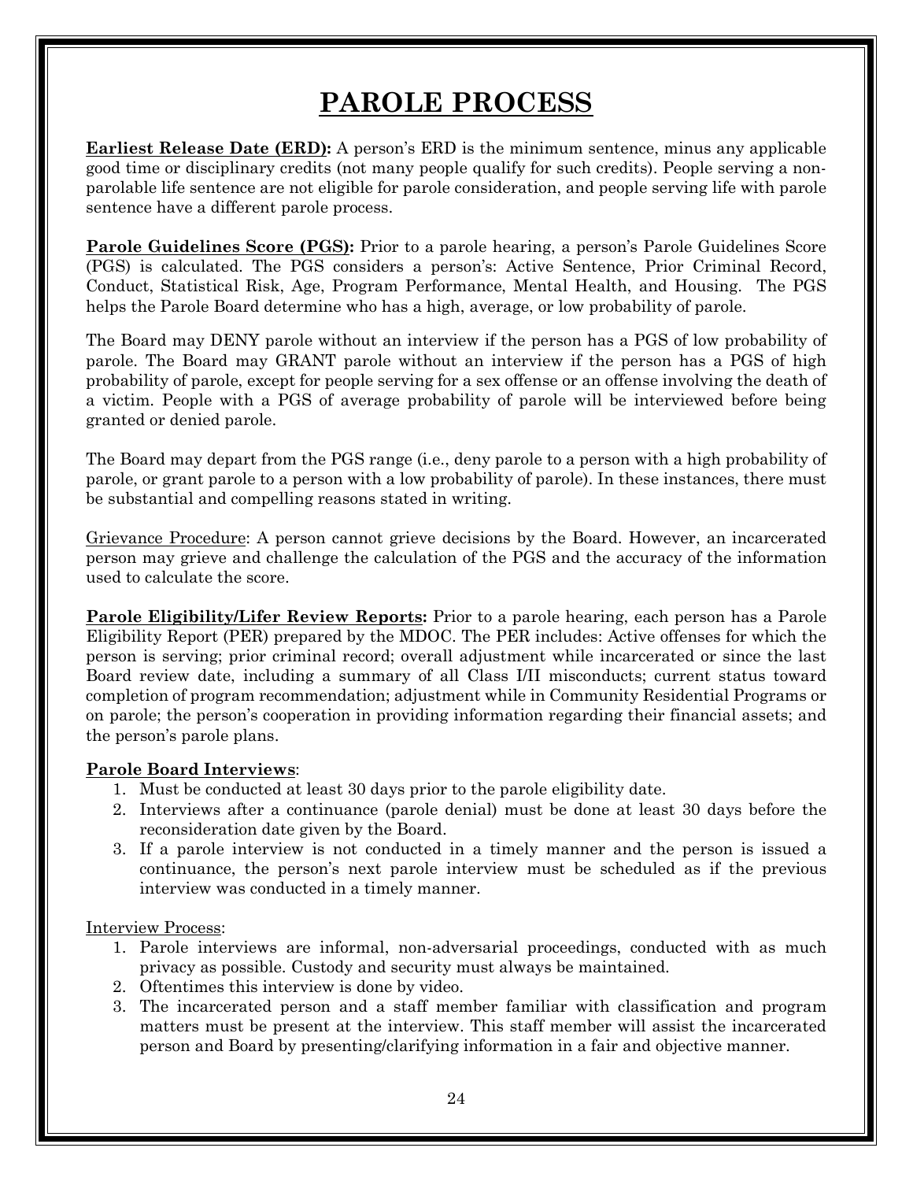# PAROLE PROCESS

**Earliest Release Date (ERD):** A person's ERD is the minimum sentence, minus any applicable good time or disciplinary credits (not many people qualify for such credits). People serving a non-parolable life sentence are not eligible for parole consideration, and people serving life with parole sentence have a different parole process.

**Parole Guidelines Score (PGS):** Prior to a parole hearing, a person's Parole Guidelines Score (PGS) is calculated. The PGS considers a person's: Active Sentence, Prior Criminal Record, Conduct, Statistical Risk, Age, Program Performance, Mental Health, and Housing. The PGS helps the Parole Board determine who has a high, average, or low probability of parole.

The Board may DENY parole without an interview if the person has a PGS of low probability of parole. The Board may GRANT parole without an interview if the person has a PGS of high probability of parole, except for people serving for a sex offense or an offense involving the death of a victim. People with a PGS of average probability of parole will be interviewed before being granted or denied parole.

The Board may depart from the PGS range (i.e., deny parole to a person with a high probability of parole, or grant parole to a person with a low probability of parole). In these instances, there must be substantial and compelling reasons stated in writing.

Grievance Procedure: A person cannot grieve decisions by the Board. However, an incarcerated person may grieve and challenge the calculation of the PGS and the accuracy of the information used to calculate the score.

**Parole Eligibility/Lifer Review Reports:** Prior to a parole hearing, each person has a Parole Eligibility Report (PER) prepared by the MDOC. The PER includes: Active offenses for which the person is serving; prior criminal record; overall adjustment while incarcerated or since the last Board review date, including a summary of all Class I/II misconducts; current status toward completion of program recommendation; adjustment while in Community Residential Programs or on parole; the person's cooperation in providing information regarding their financial assets; and the person's parole plans.

**Parole Board Interviews**:

1. Must be conducted at least 30 days prior to the parole eligibility date.
2. Interviews after a continuance (parole denial) must be done at least 30 days before the reconsideration date given by the Board.
3. If a parole interview is not conducted in a timely manner and the person is issued a continuance, the person's next parole interview must be scheduled as if the previous interview was conducted in a timely manner.

Interview Process:

1. Parole interviews are informal, non-adversarial proceedings, conducted with as much privacy as possible. Custody and security must always be maintained.
2. Oftentimes this interview is done by video.
3. The incarcerated person and a staff member familiar with classification and program matters must be present at the interview. This staff member will assist the incarcerated person and Board by presenting/clarifying information in a fair and objective manner.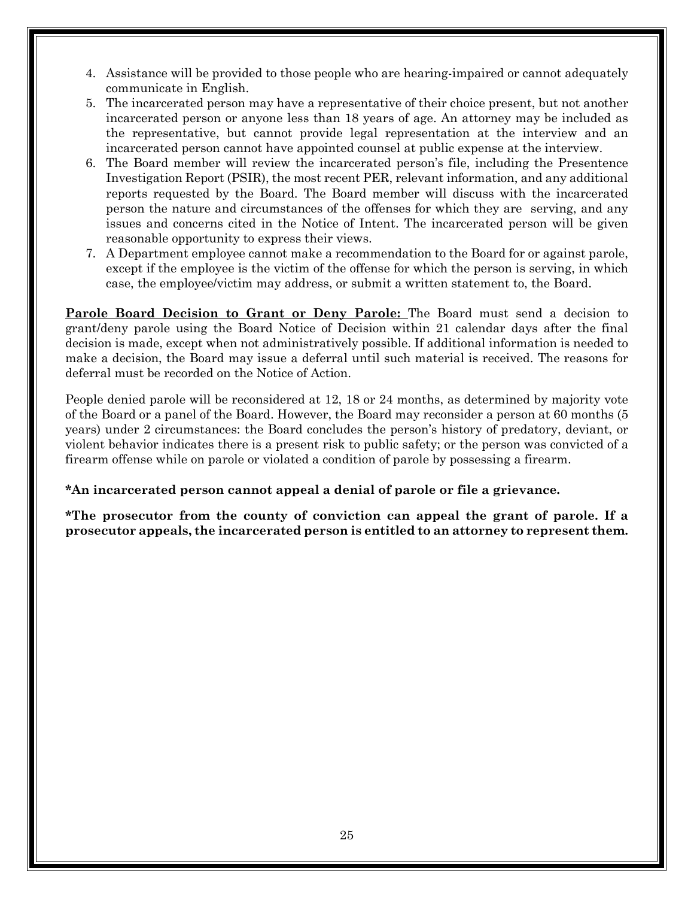4. Assistance will be provided to those people who are hearing-impaired or cannot adequately communicate in English.
5. The incarcerated person may have a representative of their choice present, but not another incarcerated person or anyone less than 18 years of age. An attorney may be included as the representative, but cannot provide legal representation at the interview and an incarcerated person cannot have appointed counsel at public expense at the interview.
6. The Board member will review the incarcerated person's file, including the Presentence Investigation Report (PSIR), the most recent PER, relevant information, and any additional reports requested by the Board. The Board member will discuss with the incarcerated person the nature and circumstances of the offenses for which they are serving, and any issues and concerns cited in the Notice of Intent. The incarcerated person will be given reasonable opportunity to express their views.
7. A Department employee cannot make a recommendation to the Board for or against parole, except if the employee is the victim of the offense for which the person is serving, in which case, the employee/victim may address, or submit a written statement to, the Board.

**Parole Board Decision to Grant or Deny Parole:** The Board must send a decision to grant/deny parole using the Board Notice of Decision within 21 calendar days after the final decision is made, except when not administratively possible. If additional information is needed to make a decision, the Board may issue a deferral until such material is received. The reasons for deferral must be recorded on the Notice of Action.

People denied parole will be reconsidered at 12, 18 or 24 months, as determined by majority vote of the Board or a panel of the Board. However, the Board may reconsider a person at 60 months (5 years) under 2 circumstances: the Board concludes the person's history of predatory, deviant, or violent behavior indicates there is a present risk to public safety; or the person was convicted of a firearm offense while on parole or violated a condition of parole by possessing a firearm.

**\*An incarcerated person cannot appeal a denial of parole or file a grievance.**

**\*The prosecutor from the county of conviction can appeal the grant of parole. If a prosecutor appeals, the incarcerated person is entitled to an attorney to represent them.**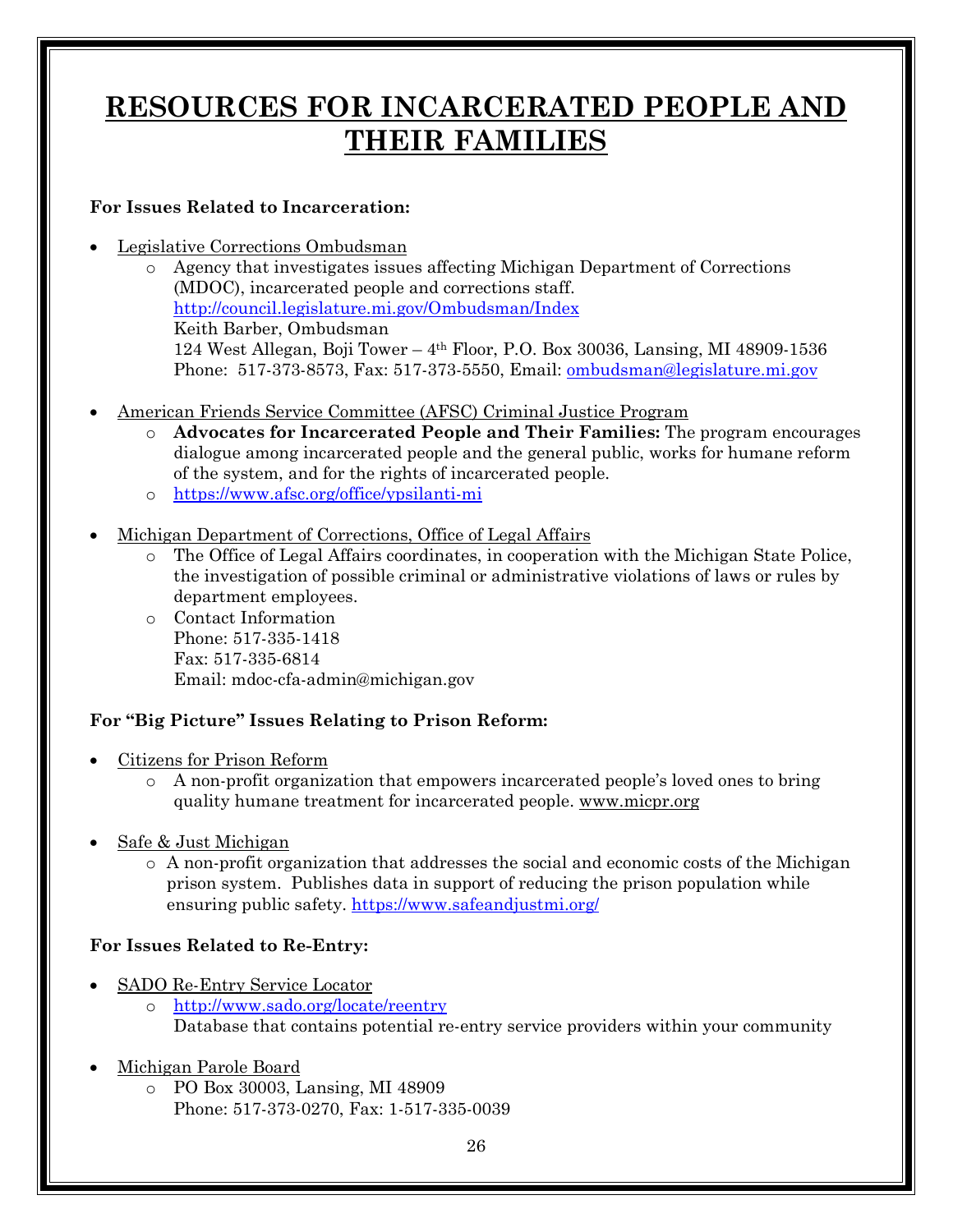# RESOURCES FOR INCARCERATED PEOPLE AND THEIR FAMILIES

**For Issues Related to Incarceration:**

- Legislative Corrections Ombudsman
  - Agency that investigates issues affecting Michigan Department of Corrections (MDOC), incarcerated people and corrections staff.
    http://council.legislature.mi.gov/Ombudsman/Index
    Keith Barber, Ombudsman
    124 West Allegan, Boji Tower – 4th Floor, P.O. Box 30036, Lansing, MI 48909-1536
    Phone: 517-373-8573, Fax: 517-373-5550, Email: ombudsman@legislature.mi.gov

- American Friends Service Committee (AFSC) Criminal Justice Program
  - **Advocates for Incarcerated People and Their Families:** The program encourages dialogue among incarcerated people and the general public, works for humane reform of the system, and for the rights of incarcerated people.
  - https://www.afsc.org/office/ypsilanti-mi

- Michigan Department of Corrections, Office of Legal Affairs
  - The Office of Legal Affairs coordinates, in cooperation with the Michigan State Police, the investigation of possible criminal or administrative violations of laws or rules by department employees.
  - Contact Information
    Phone: 517-335-1418
    Fax: 517-335-6814
    Email: mdoc-cfa-admin@michigan.gov

**For "Big Picture" Issues Relating to Prison Reform:**

- Citizens for Prison Reform
  - A non-profit organization that empowers incarcerated people's loved ones to bring quality humane treatment for incarcerated people. www.micpr.org

- Safe & Just Michigan
  - A non-profit organization that addresses the social and economic costs of the Michigan prison system. Publishes data in support of reducing the prison population while ensuring public safety. https://www.safeandjustmi.org/

**For Issues Related to Re-Entry:**

- SADO Re-Entry Service Locator
  - http://www.sado.org/locate/reentry
    Database that contains potential re-entry service providers within your community

- Michigan Parole Board
  - PO Box 30003, Lansing, MI 48909
    Phone: 517-373-0270, Fax: 1-517-335-0039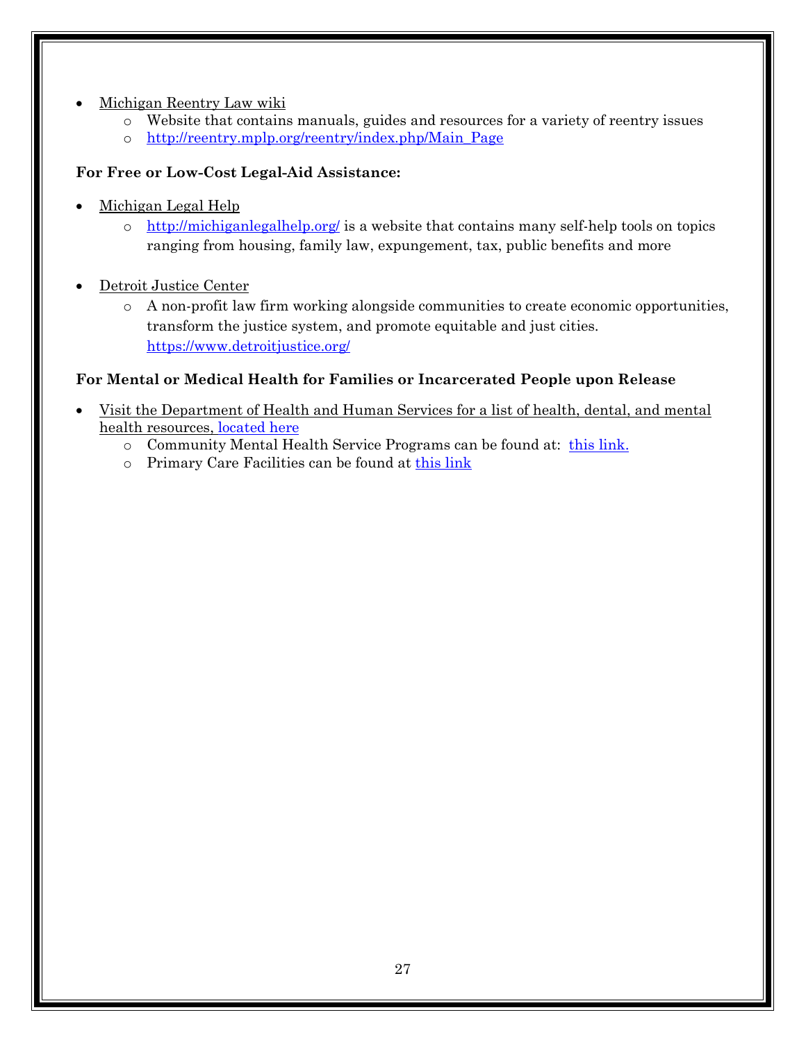- Michigan Reentry Law wiki
  - Website that contains manuals, guides and resources for a variety of reentry issues
  - http://reentry.mplp.org/reentry/index.php/Main_Page

**For Free or Low-Cost Legal-Aid Assistance:**

- Michigan Legal Help
  - http://michiganlegalhelp.org/ is a website that contains many self-help tools on topics ranging from housing, family law, expungement, tax, public benefits and more

- Detroit Justice Center
  - A non-profit law firm working alongside communities to create economic opportunities, transform the justice system, and promote equitable and just cities. https://www.detroitjustice.org/

**For Mental or Medical Health for Families or Incarcerated People upon Release**

- Visit the Department of Health and Human Services for a list of health, dental, and mental health resources, located here
  - Community Mental Health Service Programs can be found at: this link.
  - Primary Care Facilities can be found at this link